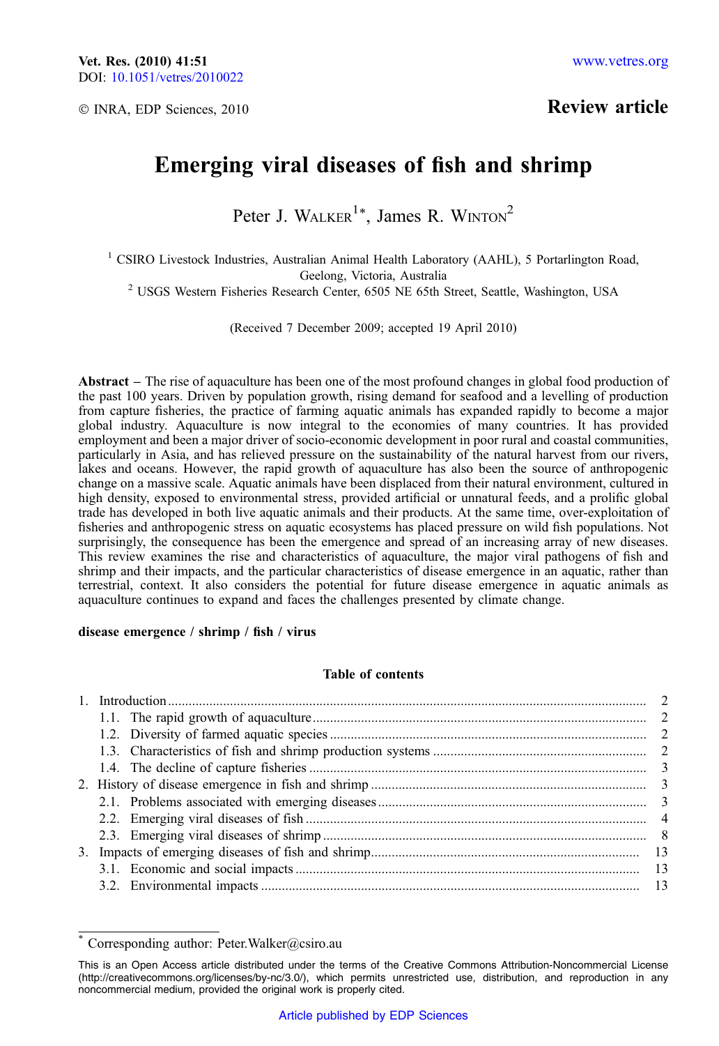Vet. Res. (2010) 41:51
DOI: 10.1051/vetres/2010022

© INRA, EDP Sciences, 2010

www.vetres.org

**Review article**

# Emerging viral diseases of fish and shrimp

Peter J. Walker[1*], James R. Winton[2]

[1] CSIRO Livestock Industries, Australian Animal Health Laboratory (AAHL), 5 Portarlington Road, Geelong, Victoria, Australia

[2] USGS Western Fisheries Research Center, 6505 NE 65th Street, Seattle, Washington, USA

(Received 7 December 2009; accepted 19 April 2010)

**Abstract** – The rise of aquaculture has been one of the most profound changes in global food production of the past 100 years. Driven by population growth, rising demand for seafood and a levelling of production from capture fisheries, the practice of farming aquatic animals has expanded rapidly to become a major global industry. Aquaculture is now integral to the economies of many countries. It has provided employment and been a major driver of socio-economic development in poor rural and coastal communities, particularly in Asia, and has relieved pressure on the sustainability of the natural harvest from our rivers, lakes and oceans. However, the rapid growth of aquaculture has also been the source of anthropogenic change on a massive scale. Aquatic animals have been displaced from their natural environment, cultured in high density, exposed to environmental stress, provided artificial or unnatural feeds, and a prolific global trade has developed in both live aquatic animals and their products. At the same time, over-exploitation of fisheries and anthropogenic stress on aquatic ecosystems has placed pressure on wild fish populations. Not surprisingly, the consequence has been the emergence and spread of an increasing array of new diseases. This review examines the rise and characteristics of aquaculture, the major viral pathogens of fish and shrimp and their impacts, and the particular characteristics of disease emergence in an aquatic, rather than terrestrial, context. It also considers the potential for future disease emergence in aquatic animals as aquaculture continues to expand and faces the challenges presented by climate change.

**disease emergence / shrimp / fish / virus**

**Table of contents**

| | | |
|---|---|---|
| 1. | Introduction | 2 |
| | 1.1. The rapid growth of aquaculture | 2 |
| | 1.2. Diversity of farmed aquatic species | 2 |
| | 1.3. Characteristics of fish and shrimp production systems | 2 |
| | 1.4. The decline of capture fisheries | 3 |
| 2. | History of disease emergence in fish and shrimp | 3 |
| | 2.1. Problems associated with emerging diseases | 3 |
| | 2.2. Emerging viral diseases of fish | 4 |
| | 2.3. Emerging viral diseases of shrimp | 8 |
| 3. | Impacts of emerging diseases of fish and shrimp | 13 |
| | 3.1. Economic and social impacts | 13 |
| | 3.2. Environmental impacts | 13 |

[*] Corresponding author: Peter.Walker@csiro.au

This is an Open Access article distributed under the terms of the Creative Commons Attribution-Noncommercial License (http://creativecommons.org/licenses/by-nc/3.0/), which permits unrestricted use, distribution, and reproduction in any noncommercial medium, provided the original work is properly cited.

Article published by EDP Sciences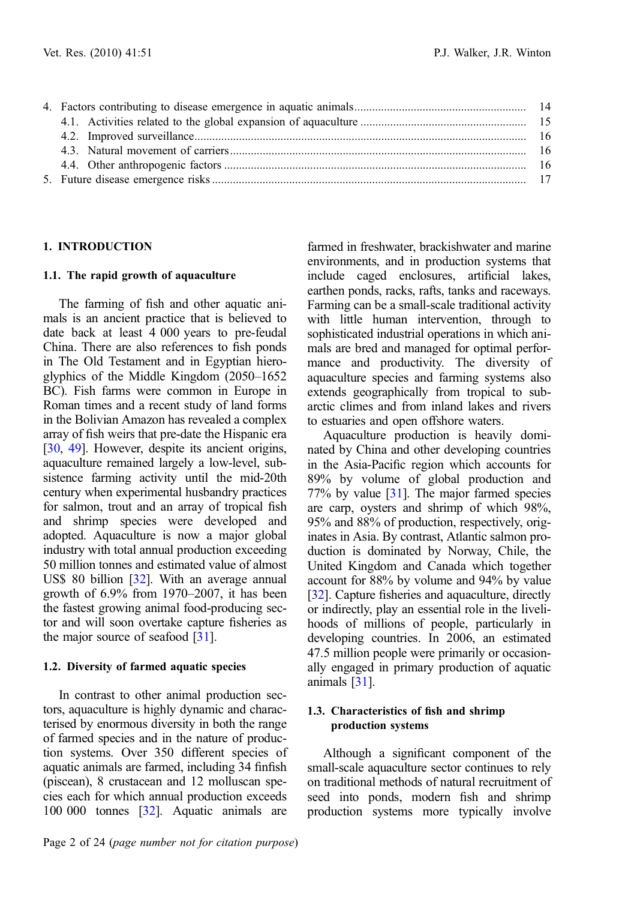4. Factors contributing to disease emergence in aquatic animals .......... 14
   4.1. Activities related to the global expansion of aquaculture .......... 15
   4.2. Improved surveillance .......... 16
   4.3. Natural movement of carriers .......... 16
   4.4. Other anthropogenic factors .......... 16
5. Future disease emergence risks .......... 17

## 1. INTRODUCTION

### 1.1. The rapid growth of aquaculture

The farming of fish and other aquatic animals is an ancient practice that is believed to date back at least 4 000 years to pre-feudal China. There are also references to fish ponds in The Old Testament and in Egyptian hieroglyphics of the Middle Kingdom (2050–1652 BC). Fish farms were common in Europe in Roman times and a recent study of land forms in the Bolivian Amazon has revealed a complex array of fish weirs that pre-date the Hispanic era [30, 49]. However, despite its ancient origins, aquaculture remained largely a low-level, subsistence farming activity until the mid-20th century when experimental husbandry practices for salmon, trout and an array of tropical fish and shrimp species were developed and adopted. Aquaculture is now a major global industry with total annual production exceeding 50 million tonnes and estimated value of almost US$ 80 billion [32]. With an average annual growth of 6.9% from 1970–2007, it has been the fastest growing animal food-producing sector and will soon overtake capture fisheries as the major source of seafood [31].

### 1.2. Diversity of farmed aquatic species

In contrast to other animal production sectors, aquaculture is highly dynamic and characterised by enormous diversity in both the range of farmed species and in the nature of production systems. Over 350 different species of aquatic animals are farmed, including 34 finfish (piscean), 8 crustacean and 12 molluscan species each for which annual production exceeds 100 000 tonnes [32]. Aquatic animals are farmed in freshwater, brackishwater and marine environments, and in production systems that include caged enclosures, artificial lakes, earthen ponds, racks, rafts, tanks and raceways. Farming can be a small-scale traditional activity with little human intervention, through to sophisticated industrial operations in which animals are bred and managed for optimal performance and productivity. The diversity of aquaculture species and farming systems also extends geographically from tropical to sub-arctic climes and from inland lakes and rivers to estuaries and open offshore waters.

Aquaculture production is heavily dominated by China and other developing countries in the Asia-Pacific region which accounts for 89% by volume of global production and 77% by value [31]. The major farmed species are carp, oysters and shrimp of which 98%, 95% and 88% of production, respectively, originates in Asia. By contrast, Atlantic salmon production is dominated by Norway, Chile, the United Kingdom and Canada which together account for 88% by volume and 94% by value [32]. Capture fisheries and aquaculture, directly or indirectly, play an essential role in the livelihoods of millions of people, particularly in developing countries. In 2006, an estimated 47.5 million people were primarily or occasionally engaged in primary production of aquatic animals [31].

### 1.3. Characteristics of fish and shrimp production systems

Although a significant component of the small-scale aquaculture sector continues to rely on traditional methods of natural recruitment of seed into ponds, modern fish and shrimp production systems more typically involve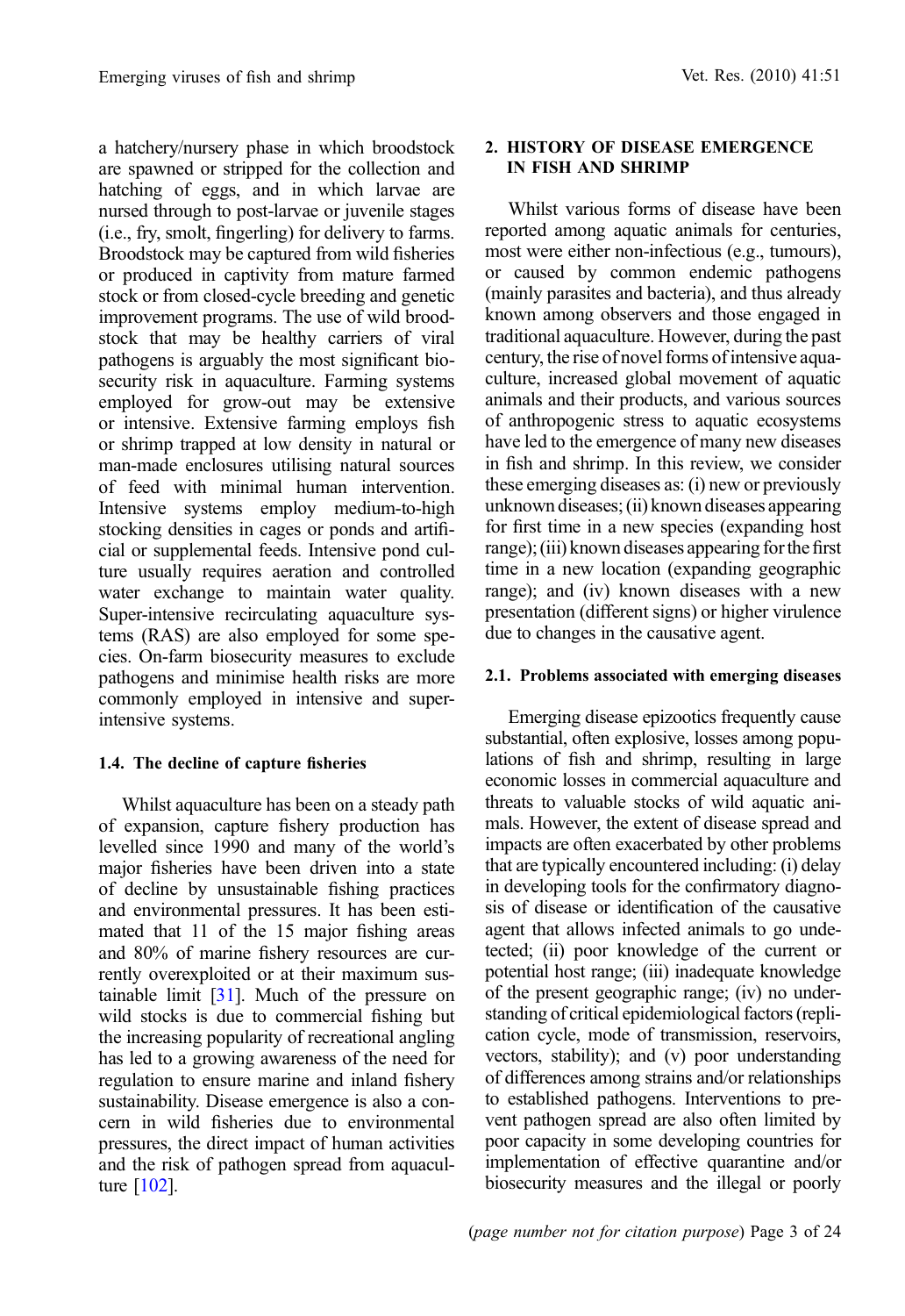a hatchery/nursery phase in which broodstock are spawned or stripped for the collection and hatching of eggs, and in which larvae are nursed through to post-larvae or juvenile stages (i.e., fry, smolt, fingerling) for delivery to farms. Broodstock may be captured from wild fisheries or produced in captivity from mature farmed stock or from closed-cycle breeding and genetic improvement programs. The use of wild broodstock that may be healthy carriers of viral pathogens is arguably the most significant biosecurity risk in aquaculture. Farming systems employed for grow-out may be extensive or intensive. Extensive farming employs fish or shrimp trapped at low density in natural or man-made enclosures utilising natural sources of feed with minimal human intervention. Intensive systems employ medium-to-high stocking densities in cages or ponds and artificial or supplemental feeds. Intensive pond culture usually requires aeration and controlled water exchange to maintain water quality. Super-intensive recirculating aquaculture systems (RAS) are also employed for some species. On-farm biosecurity measures to exclude pathogens and minimise health risks are more commonly employed in intensive and super-intensive systems.

### 1.4. The decline of capture fisheries

Whilst aquaculture has been on a steady path of expansion, capture fishery production has levelled since 1990 and many of the world's major fisheries have been driven into a state of decline by unsustainable fishing practices and environmental pressures. It has been estimated that 11 of the 15 major fishing areas and 80% of marine fishery resources are currently overexploited or at their maximum sustainable limit [31]. Much of the pressure on wild stocks is due to commercial fishing but the increasing popularity of recreational angling has led to a growing awareness of the need for regulation to ensure marine and inland fishery sustainability. Disease emergence is also a concern in wild fisheries due to environmental pressures, the direct impact of human activities and the risk of pathogen spread from aquaculture [102].

## 2. HISTORY OF DISEASE EMERGENCE IN FISH AND SHRIMP

Whilst various forms of disease have been reported among aquatic animals for centuries, most were either non-infectious (e.g., tumours), or caused by common endemic pathogens (mainly parasites and bacteria), and thus already known among observers and those engaged in traditional aquaculture. However, during the past century, the rise of novel forms of intensive aquaculture, increased global movement of aquatic animals and their products, and various sources of anthropogenic stress to aquatic ecosystems have led to the emergence of many new diseases in fish and shrimp. In this review, we consider these emerging diseases as: (i) new or previously unknown diseases; (ii) known diseases appearing for first time in a new species (expanding host range); (iii) known diseases appearing for the first time in a new location (expanding geographic range); and (iv) known diseases with a new presentation (different signs) or higher virulence due to changes in the causative agent.

### 2.1. Problems associated with emerging diseases

Emerging disease epizootics frequently cause substantial, often explosive, losses among populations of fish and shrimp, resulting in large economic losses in commercial aquaculture and threats to valuable stocks of wild aquatic animals. However, the extent of disease spread and impacts are often exacerbated by other problems that are typically encountered including: (i) delay in developing tools for the confirmatory diagnosis of disease or identification of the causative agent that allows infected animals to go undetected; (ii) poor knowledge of the current or potential host range; (iii) inadequate knowledge of the present geographic range; (iv) no understanding of critical epidemiological factors (replication cycle, mode of transmission, reservoirs, vectors, stability); and (v) poor understanding of differences among strains and/or relationships to established pathogens. Interventions to prevent pathogen spread are also often limited by poor capacity in some developing countries for implementation of effective quarantine and/or biosecurity measures and the illegal or poorly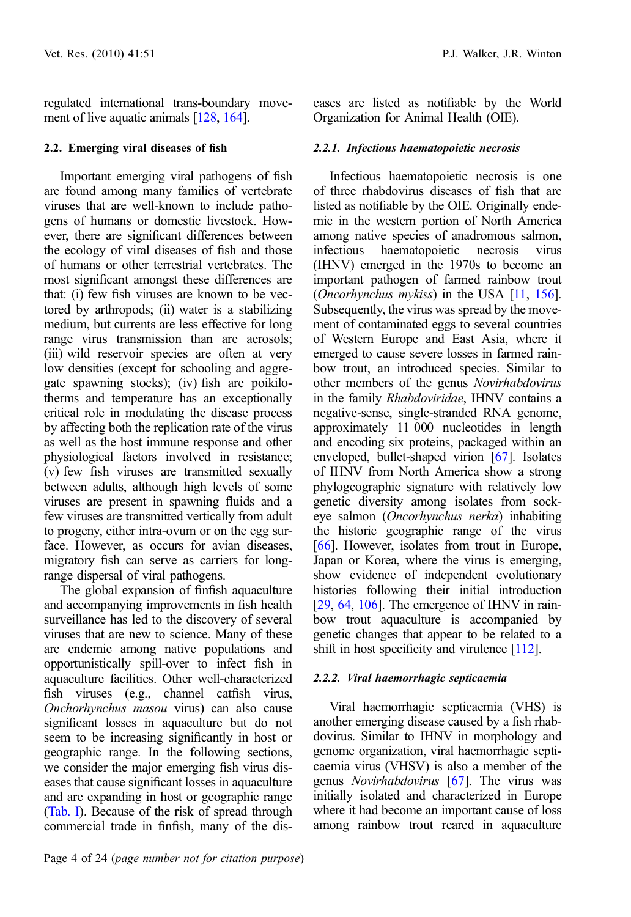regulated international trans-boundary movement of live aquatic animals [128, 164].

### 2.2. Emerging viral diseases of fish

Important emerging viral pathogens of fish are found among many families of vertebrate viruses that are well-known to include pathogens of humans or domestic livestock. However, there are significant differences between the ecology of viral diseases of fish and those of humans or other terrestrial vertebrates. The most significant amongst these differences are that: (i) few fish viruses are known to be vectored by arthropods; (ii) water is a stabilizing medium, but currents are less effective for long range virus transmission than are aerosols; (iii) wild reservoir species are often at very low densities (except for schooling and aggregate spawning stocks); (iv) fish are poikilotherms and temperature has an exceptionally critical role in modulating the disease process by affecting both the replication rate of the virus as well as the host immune response and other physiological factors involved in resistance; (v) few fish viruses are transmitted sexually between adults, although high levels of some viruses are present in spawning fluids and a few viruses are transmitted vertically from adult to progeny, either intra-ovum or on the egg surface. However, as occurs for avian diseases, migratory fish can serve as carriers for long-range dispersal of viral pathogens.

The global expansion of finfish aquaculture and accompanying improvements in fish health surveillance has led to the discovery of several viruses that are new to science. Many of these are endemic among native populations and opportunistically spill-over to infect fish in aquaculture facilities. Other well-characterized fish viruses (e.g., channel catfish virus, *Onchorhynchus masou* virus) can also cause significant losses in aquaculture but do not seem to be increasing significantly in host or geographic range. In the following sections, we consider the major emerging fish virus diseases that cause significant losses in aquaculture and are expanding in host or geographic range (Tab. I). Because of the risk of spread through commercial trade in finfish, many of the diseases are listed as notifiable by the World Organization for Animal Health (OIE).

#### 2.2.1. *Infectious haematopoietic necrosis*

Infectious haematopoietic necrosis is one of three rhabdovirus diseases of fish that are listed as notifiable by the OIE. Originally endemic in the western portion of North America among native species of anadromous salmon, infectious haematopoietic necrosis virus (IHNV) emerged in the 1970s to become an important pathogen of farmed rainbow trout (*Oncorhynchus mykiss*) in the USA [11, 156]. Subsequently, the virus was spread by the movement of contaminated eggs to several countries of Western Europe and East Asia, where it emerged to cause severe losses in farmed rainbow trout, an introduced species. Similar to other members of the genus *Novirhabdovirus* in the family *Rhabdoviridae*, IHNV contains a negative-sense, single-stranded RNA genome, approximately 11 000 nucleotides in length and encoding six proteins, packaged within an enveloped, bullet-shaped virion [67]. Isolates of IHNV from North America show a strong phylogeographic signature with relatively low genetic diversity among isolates from sockeye salmon (*Oncorhynchus nerka*) inhabiting the historic geographic range of the virus [66]. However, isolates from trout in Europe, Japan or Korea, where the virus is emerging, show evidence of independent evolutionary histories following their initial introduction [29, 64, 106]. The emergence of IHNV in rainbow trout aquaculture is accompanied by genetic changes that appear to be related to a shift in host specificity and virulence [112].

#### 2.2.2. *Viral haemorrhagic septicaemia*

Viral haemorrhagic septicaemia (VHS) is another emerging disease caused by a fish rhabdovirus. Similar to IHNV in morphology and genome organization, viral haemorrhagic septicaemia virus (VHSV) is also a member of the genus *Novirhabdovirus* [67]. The virus was initially isolated and characterized in Europe where it had become an important cause of loss among rainbow trout reared in aquaculture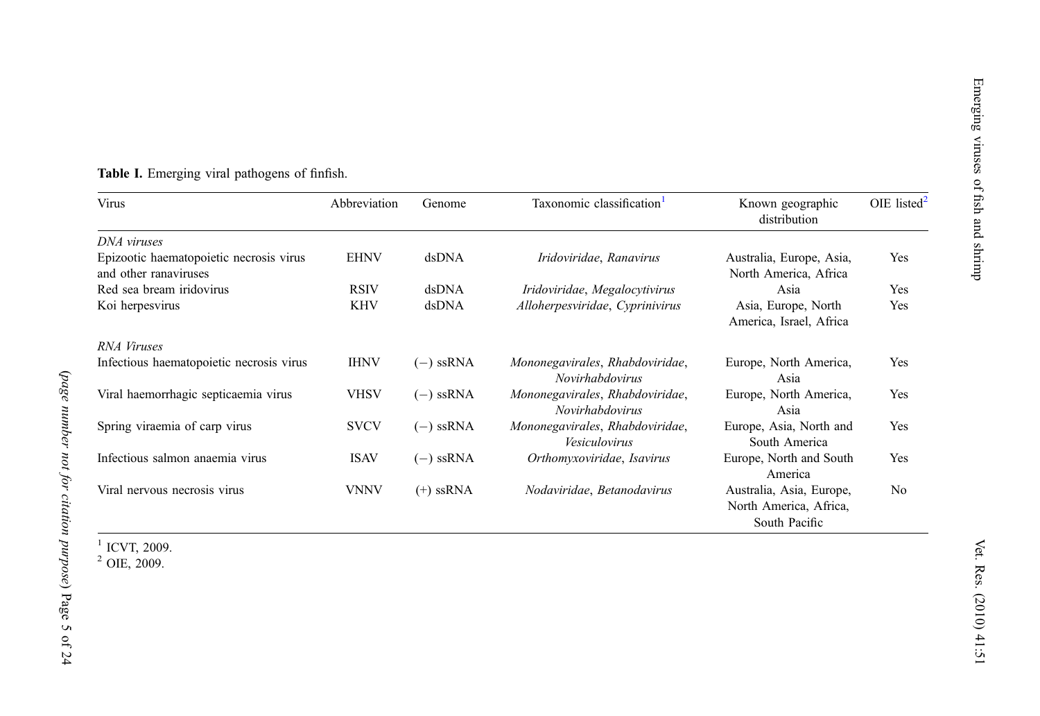**Table I.** Emerging viral pathogens of finfish.

| Virus | Abbreviation | Genome | Taxonomic classification[1] | Known geographic distribution | OIE listed[2] |
|---|---|---|---|---|---|
| *DNA viruses* | | | | | |
| Epizootic haematopoietic necrosis virus and other ranaviruses | EHNV | dsDNA | *Iridoviridae*, *Ranavirus* | Australia, Europe, Asia, North America, Africa | Yes |
| Red sea bream iridovirus | RSIV | dsDNA | *Iridoviridae*, *Megalocytivirus* | Asia | Yes |
| Koi herpesvirus | KHV | dsDNA | *Alloherpesviridae*, *Cyprinivirus* | Asia, Europe, North America, Israel, Africa | Yes |
| *RNA Viruses* | | | | | |
| Infectious haematopoietic necrosis virus | IHNV | (−) ssRNA | *Mononegavirales*, *Rhabdoviridae*, *Novirhabdovirus* | Europe, North America, Asia | Yes |
| Viral haemorrhagic septicaemia virus | VHSV | (−) ssRNA | *Mononegavirales*, *Rhabdoviridae*, *Novirhabdovirus* | Europe, North America, Asia | Yes |
| Spring viraemia of carp virus | SVCV | (−) ssRNA | *Mononegavirales*, *Rhabdoviridae*, *Vesiculovirus* | Europe, Asia, North and South America | Yes |
| Infectious salmon anaemia virus | ISAV | (−) ssRNA | *Orthomyxoviridae*, *Isavirus* | Europe, North and South America | Yes |
| Viral nervous necrosis virus | VNNV | (+) ssRNA | *Nodaviridae*, *Betanodavirus* | Australia, Asia, Europe, North America, Africa, South Pacific | No |

[1] ICVT, 2009.
[2] OIE, 2009.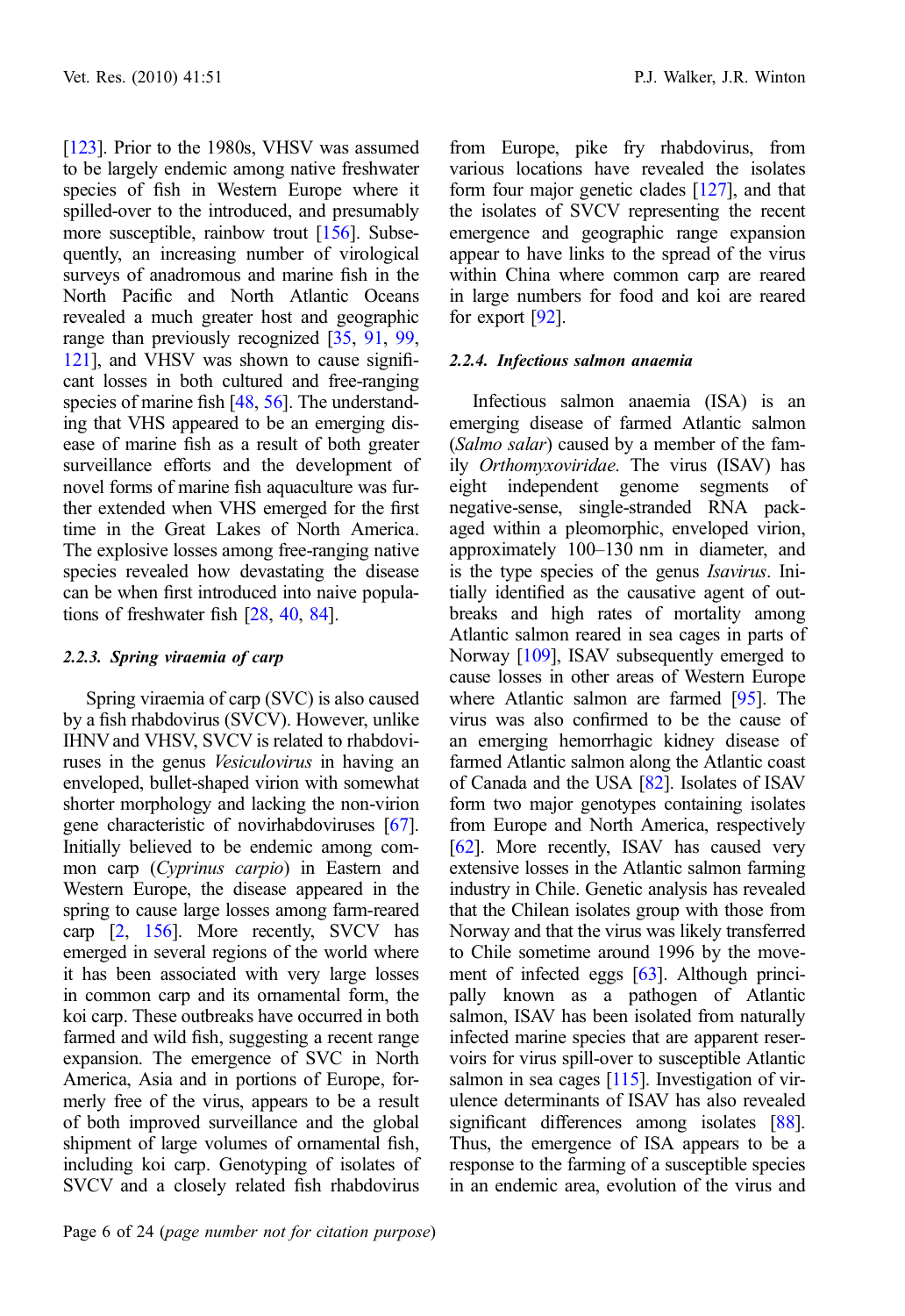[123]. Prior to the 1980s, VHSV was assumed to be largely endemic among native freshwater species of fish in Western Europe where it spilled-over to the introduced, and presumably more susceptible, rainbow trout [156]. Subsequently, an increasing number of virological surveys of anadromous and marine fish in the North Pacific and North Atlantic Oceans revealed a much greater host and geographic range than previously recognized [35, 91, 99, 121], and VHSV was shown to cause significant losses in both cultured and free-ranging species of marine fish [48, 56]. The understanding that VHS appeared to be an emerging disease of marine fish as a result of both greater surveillance efforts and the development of novel forms of marine fish aquaculture was further extended when VHS emerged for the first time in the Great Lakes of North America. The explosive losses among free-ranging native species revealed how devastating the disease can be when first introduced into naive populations of freshwater fish [28, 40, 84].

#### 2.2.3. Spring viraemia of carp

Spring viraemia of carp (SVC) is also caused by a fish rhabdovirus (SVCV). However, unlike IHNV and VHSV, SVCV is related to rhabdoviruses in the genus *Vesiculovirus* in having an enveloped, bullet-shaped virion with somewhat shorter morphology and lacking the non-virion gene characteristic of novirhabdoviruses [67]. Initially believed to be endemic among common carp (*Cyprinus carpio*) in Eastern and Western Europe, the disease appeared in the spring to cause large losses among farm-reared carp [2, 156]. More recently, SVCV has emerged in several regions of the world where it has been associated with very large losses in common carp and its ornamental form, the koi carp. These outbreaks have occurred in both farmed and wild fish, suggesting a recent range expansion. The emergence of SVC in North America, Asia and in portions of Europe, formerly free of the virus, appears to be a result of both improved surveillance and the global shipment of large volumes of ornamental fish, including koi carp. Genotyping of isolates of SVCV and a closely related fish rhabdovirus from Europe, pike fry rhabdovirus, from various locations have revealed the isolates form four major genetic clades [127], and that the isolates of SVCV representing the recent emergence and geographic range expansion appear to have links to the spread of the virus within China where common carp are reared in large numbers for food and koi are reared for export [92].

#### 2.2.4. Infectious salmon anaemia

Infectious salmon anaemia (ISA) is an emerging disease of farmed Atlantic salmon (*Salmo salar*) caused by a member of the family *Orthomyxoviridae*. The virus (ISAV) has eight independent genome segments of negative-sense, single-stranded RNA packaged within a pleomorphic, enveloped virion, approximately 100–130 nm in diameter, and is the type species of the genus *Isavirus*. Initially identified as the causative agent of outbreaks and high rates of mortality among Atlantic salmon reared in sea cages in parts of Norway [109], ISAV subsequently emerged to cause losses in other areas of Western Europe where Atlantic salmon are farmed [95]. The virus was also confirmed to be the cause of an emerging hemorrhagic kidney disease of farmed Atlantic salmon along the Atlantic coast of Canada and the USA [82]. Isolates of ISAV form two major genotypes containing isolates from Europe and North America, respectively [62]. More recently, ISAV has caused very extensive losses in the Atlantic salmon farming industry in Chile. Genetic analysis has revealed that the Chilean isolates group with those from Norway and that the virus was likely transferred to Chile sometime around 1996 by the movement of infected eggs [63]. Although principally known as a pathogen of Atlantic salmon, ISAV has been isolated from naturally infected marine species that are apparent reservoirs for virus spill-over to susceptible Atlantic salmon in sea cages [115]. Investigation of virulence determinants of ISAV has also revealed significant differences among isolates [88]. Thus, the emergence of ISA appears to be a response to the farming of a susceptible species in an endemic area, evolution of the virus and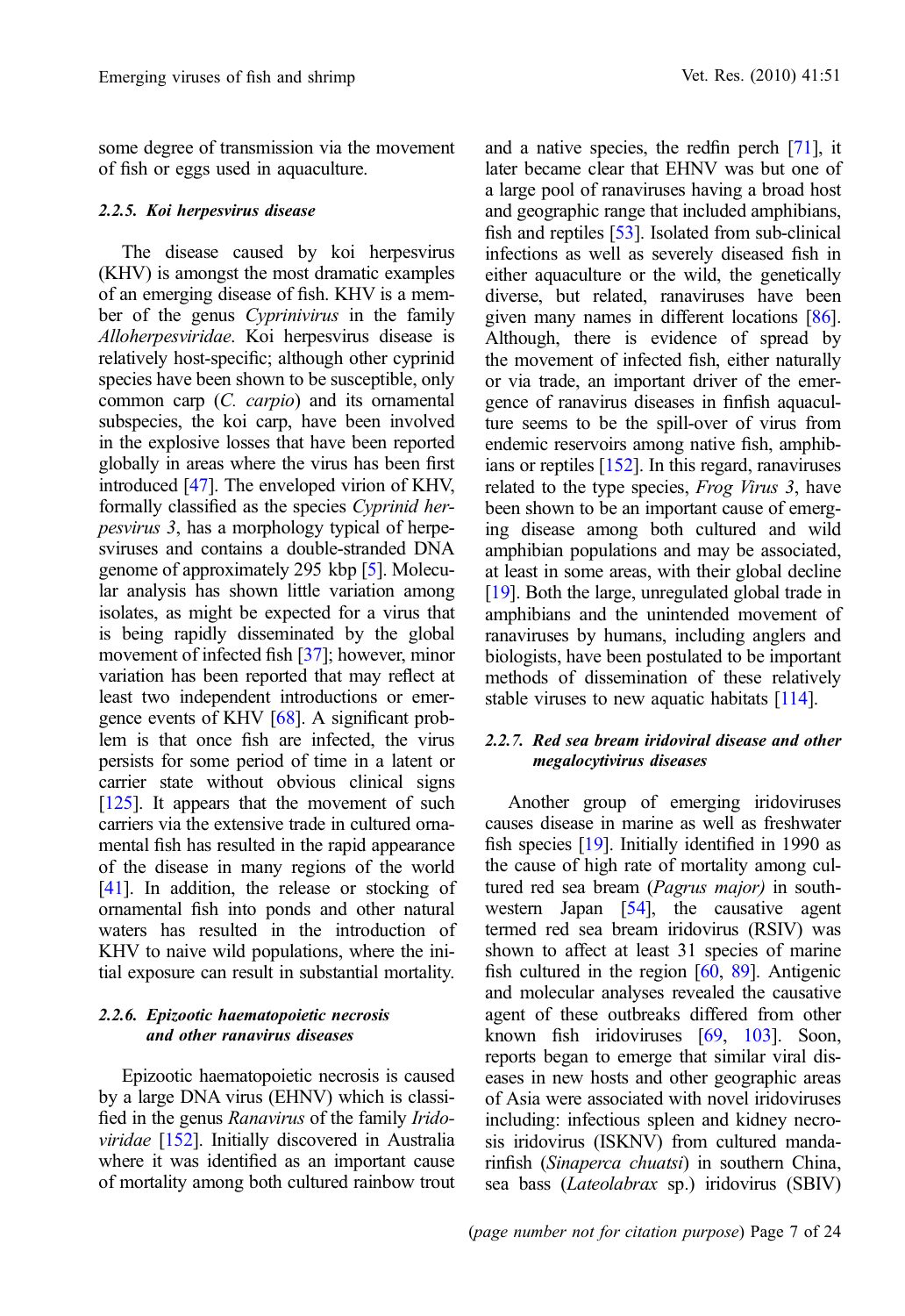some degree of transmission via the movement of fish or eggs used in aquaculture.

#### 2.2.5. Koi herpesvirus disease

The disease caused by koi herpesvirus (KHV) is amongst the most dramatic examples of an emerging disease of fish. KHV is a member of the genus *Cyprinivirus* in the family *Alloherpesviridae*. Koi herpesvirus disease is relatively host-specific; although other cyprinid species have been shown to be susceptible, only common carp (*C. carpio*) and its ornamental subspecies, the koi carp, have been involved in the explosive losses that have been reported globally in areas where the virus has been first introduced [47]. The enveloped virion of KHV, formally classified as the species *Cyprinid herpesvirus 3*, has a morphology typical of herpesviruses and contains a double-stranded DNA genome of approximately 295 kbp [5]. Molecular analysis has shown little variation among isolates, as might be expected for a virus that is being rapidly disseminated by the global movement of infected fish [37]; however, minor variation has been reported that may reflect at least two independent introductions or emergence events of KHV [68]. A significant problem is that once fish are infected, the virus persists for some period of time in a latent or carrier state without obvious clinical signs [125]. It appears that the movement of such carriers via the extensive trade in cultured ornamental fish has resulted in the rapid appearance of the disease in many regions of the world [41]. In addition, the release or stocking of ornamental fish into ponds and other natural waters has resulted in the introduction of KHV to naive wild populations, where the initial exposure can result in substantial mortality.

#### 2.2.6. Epizootic haematopoietic necrosis and other ranavirus diseases

Epizootic haematopoietic necrosis is caused by a large DNA virus (EHNV) which is classified in the genus *Ranavirus* of the family *Iridoviridae* [152]. Initially discovered in Australia where it was identified as an important cause of mortality among both cultured rainbow trout and a native species, the redfin perch [71], it later became clear that EHNV was but one of a large pool of ranaviruses having a broad host and geographic range that included amphibians, fish and reptiles [53]. Isolated from sub-clinical infections as well as severely diseased fish in either aquaculture or the wild, the genetically diverse, but related, ranaviruses have been given many names in different locations [86]. Although, there is evidence of spread by the movement of infected fish, either naturally or via trade, an important driver of the emergence of ranavirus diseases in finfish aquaculture seems to be the spill-over of virus from endemic reservoirs among native fish, amphibians or reptiles [152]. In this regard, ranaviruses related to the type species, *Frog Virus 3*, have been shown to be an important cause of emerging disease among both cultured and wild amphibian populations and may be associated, at least in some areas, with their global decline [19]. Both the large, unregulated global trade in amphibians and the unintended movement of ranaviruses by humans, including anglers and biologists, have been postulated to be important methods of dissemination of these relatively stable viruses to new aquatic habitats [114].

#### 2.2.7. Red sea bream iridoviral disease and other megalocytivirus diseases

Another group of emerging iridoviruses causes disease in marine as well as freshwater fish species [19]. Initially identified in 1990 as the cause of high rate of mortality among cultured red sea bream (*Pagrus major)* in southwestern Japan [54], the causative agent termed red sea bream iridovirus (RSIV) was shown to affect at least 31 species of marine fish cultured in the region [60, 89]. Antigenic and molecular analyses revealed the causative agent of these outbreaks differed from other known fish iridoviruses [69, 103]. Soon, reports began to emerge that similar viral diseases in new hosts and other geographic areas of Asia were associated with novel iridoviruses including: infectious spleen and kidney necrosis iridovirus (ISKNV) from cultured mandarinfish (*Sinaperca chuatsi*) in southern China, sea bass (*Lateolabrax* sp.) iridovirus (SBIV)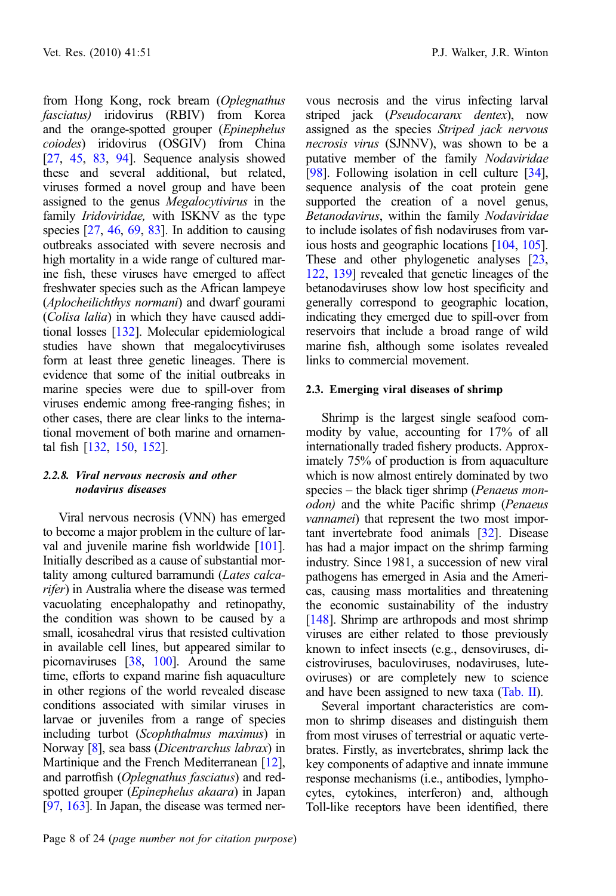from Hong Kong, rock bream (*Oplegnathus fasciatus*) iridovirus (RBIV) from Korea and the orange-spotted grouper (*Epinephelus coiodes*) iridovirus (OSGIV) from China [27, 45, 83, 94]. Sequence analysis showed these and several additional, but related, viruses formed a novel group and have been assigned to the genus *Megalocytivirus* in the family *Iridoviridae,* with ISKNV as the type species [27, 46, 69, 83]. In addition to causing outbreaks associated with severe necrosis and high mortality in a wide range of cultured marine fish, these viruses have emerged to affect freshwater species such as the African lampeye (*Aplocheilichthys normani*) and dwarf gourami (*Colisa lalia*) in which they have caused additional losses [132]. Molecular epidemiological studies have shown that megalocytiviruses form at least three genetic lineages. There is evidence that some of the initial outbreaks in marine species were due to spill-over from viruses endemic among free-ranging fishes; in other cases, there are clear links to the international movement of both marine and ornamental fish [132, 150, 152].

#### *2.2.8. Viral nervous necrosis and other nodavirus diseases*

Viral nervous necrosis (VNN) has emerged to become a major problem in the culture of larval and juvenile marine fish worldwide [101]. Initially described as a cause of substantial mortality among cultured barramundi (*Lates calcarifer*) in Australia where the disease was termed vacuolating encephalopathy and retinopathy, the condition was shown to be caused by a small, icosahedral virus that resisted cultivation in available cell lines, but appeared similar to picornaviruses [38, 100]. Around the same time, efforts to expand marine fish aquaculture in other regions of the world revealed disease conditions associated with similar viruses in larvae or juveniles from a range of species including turbot (*Scophthalmus maximus*) in Norway [8], sea bass (*Dicentrarchus labrax*) in Martinique and the French Mediterranean [12], and parrotfish (*Oplegnathus fasciatus*) and red-spotted grouper (*Epinephelus akaara*) in Japan [97, 163]. In Japan, the disease was termed nervous necrosis and the virus infecting larval striped jack (*Pseudocaranx dentex*), now assigned as the species *Striped jack nervous necrosis virus* (SJNNV), was shown to be a putative member of the family *Nodaviridae* [98]. Following isolation in cell culture [34], sequence analysis of the coat protein gene supported the creation of a novel genus, *Betanodavirus*, within the family *Nodaviridae* to include isolates of fish nodaviruses from various hosts and geographic locations [104, 105]. These and other phylogenetic analyses [23, 122, 139] revealed that genetic lineages of the betanodaviruses show low host specificity and generally correspond to geographic location, indicating they emerged due to spill-over from reservoirs that include a broad range of wild marine fish, although some isolates revealed links to commercial movement.

### 2.3. Emerging viral diseases of shrimp

Shrimp is the largest single seafood commodity by value, accounting for 17% of all internationally traded fishery products. Approximately 75% of production is from aquaculture which is now almost entirely dominated by two species – the black tiger shrimp (*Penaeus monodon)* and the white Pacific shrimp (*Penaeus vannamei*) that represent the two most important invertebrate food animals [32]. Disease has had a major impact on the shrimp farming industry. Since 1981, a succession of new viral pathogens has emerged in Asia and the Americas, causing mass mortalities and threatening the economic sustainability of the industry [148]. Shrimp are arthropods and most shrimp viruses are either related to those previously known to infect insects (e.g., densoviruses, dicistroviruses, baculoviruses, nodaviruses, luteoviruses) or are completely new to science and have been assigned to new taxa (Tab. II).

Several important characteristics are common to shrimp diseases and distinguish them from most viruses of terrestrial or aquatic vertebrates. Firstly, as invertebrates, shrimp lack the key components of adaptive and innate immune response mechanisms (i.e., antibodies, lymphocytes, cytokines, interferon) and, although Toll-like receptors have been identified, there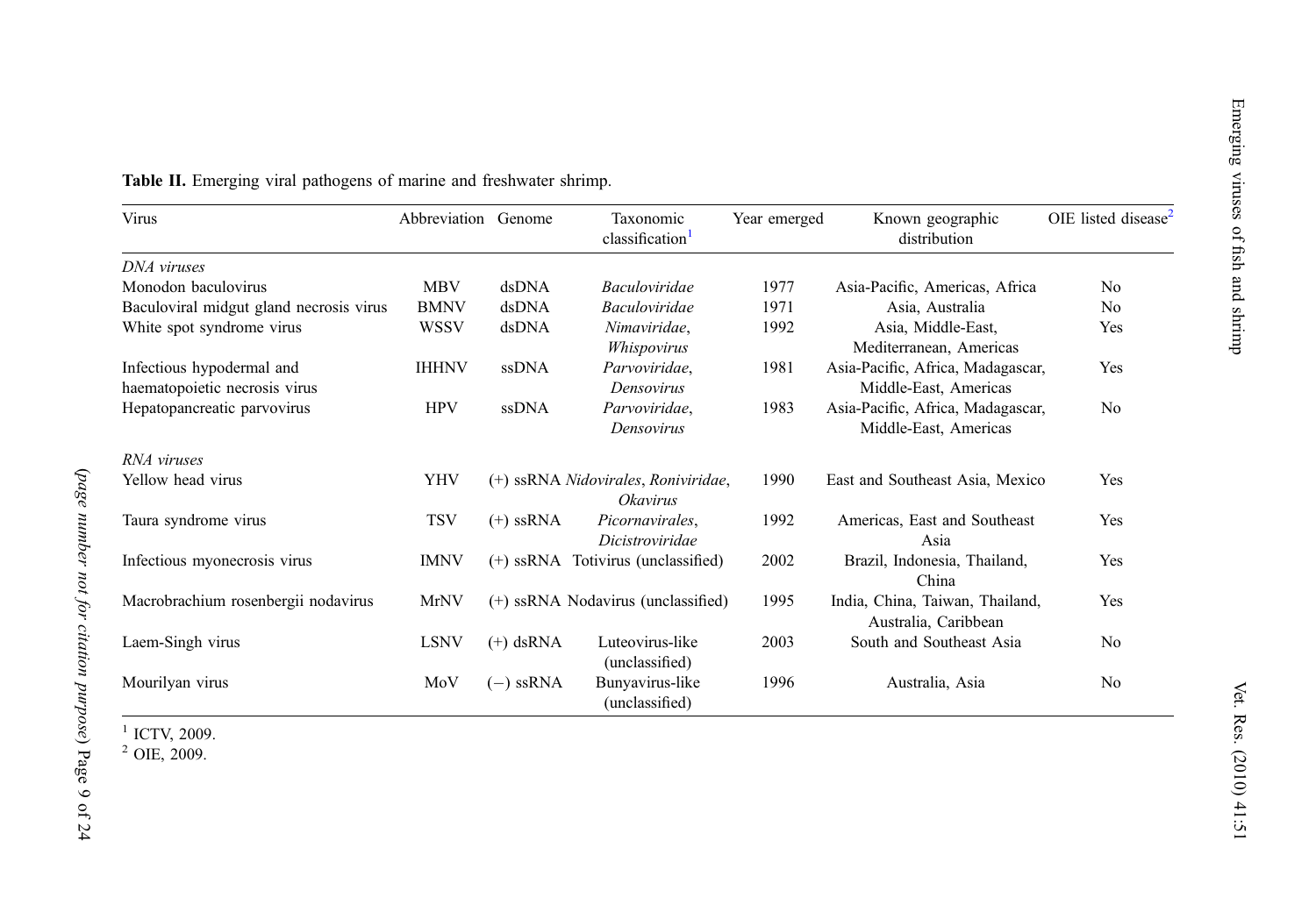**Table II.** Emerging viral pathogens of marine and freshwater shrimp.

| Virus | Abbreviation | Genome | Taxonomic classification[1] | Year emerged | Known geographic distribution | OIE listed disease[2] |
|---|---|---|---|---|---|---|
| *DNA viruses* | | | | | | |
| Monodon baculovirus | MBV | dsDNA | *Baculoviridae* | 1977 | Asia-Pacific, Americas, Africa | No |
| Baculoviral midgut gland necrosis virus | BMNV | dsDNA | *Baculoviridae* | 1971 | Asia, Australia | No |
| White spot syndrome virus | WSSV | dsDNA | *Nimaviridae*, *Whispovirus* | 1992 | Asia, Middle-East, Mediterranean, Americas | Yes |
| Infectious hypodermal and haematopoietic necrosis virus | IHHNV | ssDNA | *Parvoviridae*, *Densovirus* | 1981 | Asia-Pacific, Africa, Madagascar, Middle-East, Americas | Yes |
| Hepatopancreatic parvovirus | HPV | ssDNA | *Parvoviridae*, *Densovirus* | 1983 | Asia-Pacific, Africa, Madagascar, Middle-East, Americas | No |
| *RNA viruses* | | | | | | |
| Yellow head virus | YHV | (+) ssRNA | *Nidovirales*, *Roniviridae*, *Okavirus* | 1990 | East and Southeast Asia, Mexico | Yes |
| Taura syndrome virus | TSV | (+) ssRNA | *Picornavirales*, *Dicistroviridae* | 1992 | Americas, East and Southeast Asia | Yes |
| Infectious myonecrosis virus | IMNV | (+) ssRNA | Totivirus (unclassified) | 2002 | Brazil, Indonesia, Thailand, China | Yes |
| Macrobrachium rosenbergii nodavirus | MrNV | (+) ssRNA | Nodavirus (unclassified) | 1995 | India, China, Taiwan, Thailand, Australia, Caribbean | Yes |
| Laem-Singh virus | LSNV | (+) dsRNA | Luteovirus-like (unclassified) | 2003 | South and Southeast Asia | No |
| Mourilyan virus | MoV | (−) ssRNA | Bunyavirus-like (unclassified) | 1996 | Australia, Asia | No |

[1] ICTV, 2009.
[2] OIE, 2009.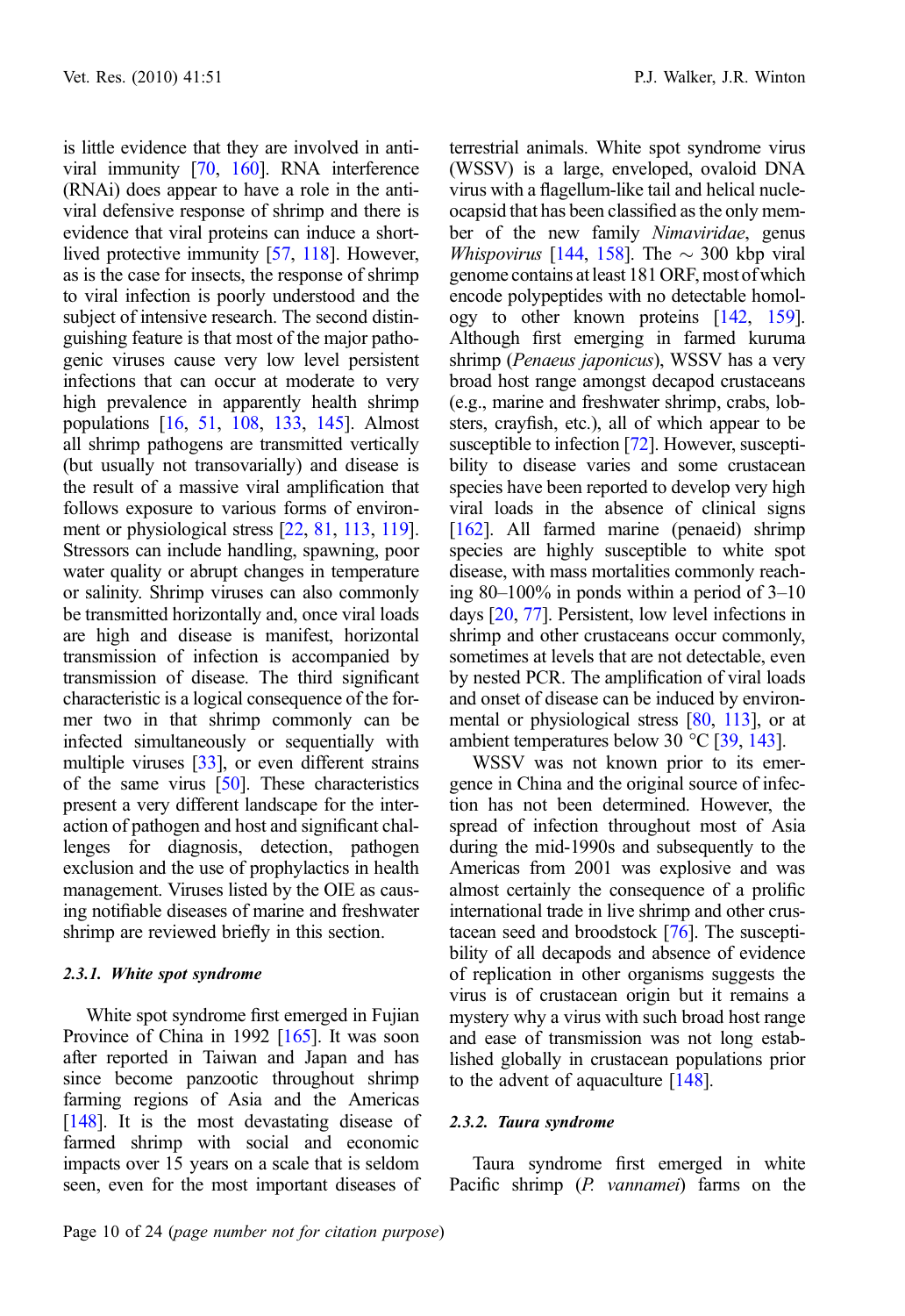is little evidence that they are involved in antiviral immunity [70, 160]. RNA interference (RNAi) does appear to have a role in the antiviral defensive response of shrimp and there is evidence that viral proteins can induce a short-lived protective immunity [57, 118]. However, as is the case for insects, the response of shrimp to viral infection is poorly understood and the subject of intensive research. The second distinguishing feature is that most of the major pathogenic viruses cause very low level persistent infections that can occur at moderate to very high prevalence in apparently health shrimp populations [16, 51, 108, 133, 145]. Almost all shrimp pathogens are transmitted vertically (but usually not transovarially) and disease is the result of a massive viral amplification that follows exposure to various forms of environment or physiological stress [22, 81, 113, 119]. Stressors can include handling, spawning, poor water quality or abrupt changes in temperature or salinity. Shrimp viruses can also commonly be transmitted horizontally and, once viral loads are high and disease is manifest, horizontal transmission of infection is accompanied by transmission of disease. The third significant characteristic is a logical consequence of the former two in that shrimp commonly can be infected simultaneously or sequentially with multiple viruses [33], or even different strains of the same virus [50]. These characteristics present a very different landscape for the interaction of pathogen and host and significant challenges for diagnosis, detection, pathogen exclusion and the use of prophylactics in health management. Viruses listed by the OIE as causing notifiable diseases of marine and freshwater shrimp are reviewed briefly in this section.

#### 2.3.1. White spot syndrome

White spot syndrome first emerged in Fujian Province of China in 1992 [165]. It was soon after reported in Taiwan and Japan and has since become panzootic throughout shrimp farming regions of Asia and the Americas [148]. It is the most devastating disease of farmed shrimp with social and economic impacts over 15 years on a scale that is seldom seen, even for the most important diseases of terrestrial animals. White spot syndrome virus (WSSV) is a large, enveloped, ovaloid DNA virus with a flagellum-like tail and helical nucleocapsid that has been classified as the only member of the new family *Nimaviridae*, genus *Whispovirus* [144, 158]. The ~ 300 kbp viral genome contains at least 181 ORF, most of which encode polypeptides with no detectable homology to other known proteins [142, 159]. Although first emerging in farmed kuruma shrimp (*Penaeus japonicus*), WSSV has a very broad host range amongst decapod crustaceans (e.g., marine and freshwater shrimp, crabs, lobsters, crayfish, etc.), all of which appear to be susceptible to infection [72]. However, susceptibility to disease varies and some crustacean species have been reported to develop very high viral loads in the absence of clinical signs [162]. All farmed marine (penaeid) shrimp species are highly susceptible to white spot disease, with mass mortalities commonly reaching 80–100% in ponds within a period of 3–10 days [20, 77]. Persistent, low level infections in shrimp and other crustaceans occur commonly, sometimes at levels that are not detectable, even by nested PCR. The amplification of viral loads and onset of disease can be induced by environmental or physiological stress [80, 113], or at ambient temperatures below 30 °C [39, 143].

WSSV was not known prior to its emergence in China and the original source of infection has not been determined. However, the spread of infection throughout most of Asia during the mid-1990s and subsequently to the Americas from 2001 was explosive and was almost certainly the consequence of a prolific international trade in live shrimp and other crustacean seed and broodstock [76]. The susceptibility of all decapods and absence of evidence of replication in other organisms suggests the virus is of crustacean origin but it remains a mystery why a virus with such broad host range and ease of transmission was not long established globally in crustacean populations prior to the advent of aquaculture [148].

#### 2.3.2. Taura syndrome

Taura syndrome first emerged in white Pacific shrimp (*P. vannamei*) farms on the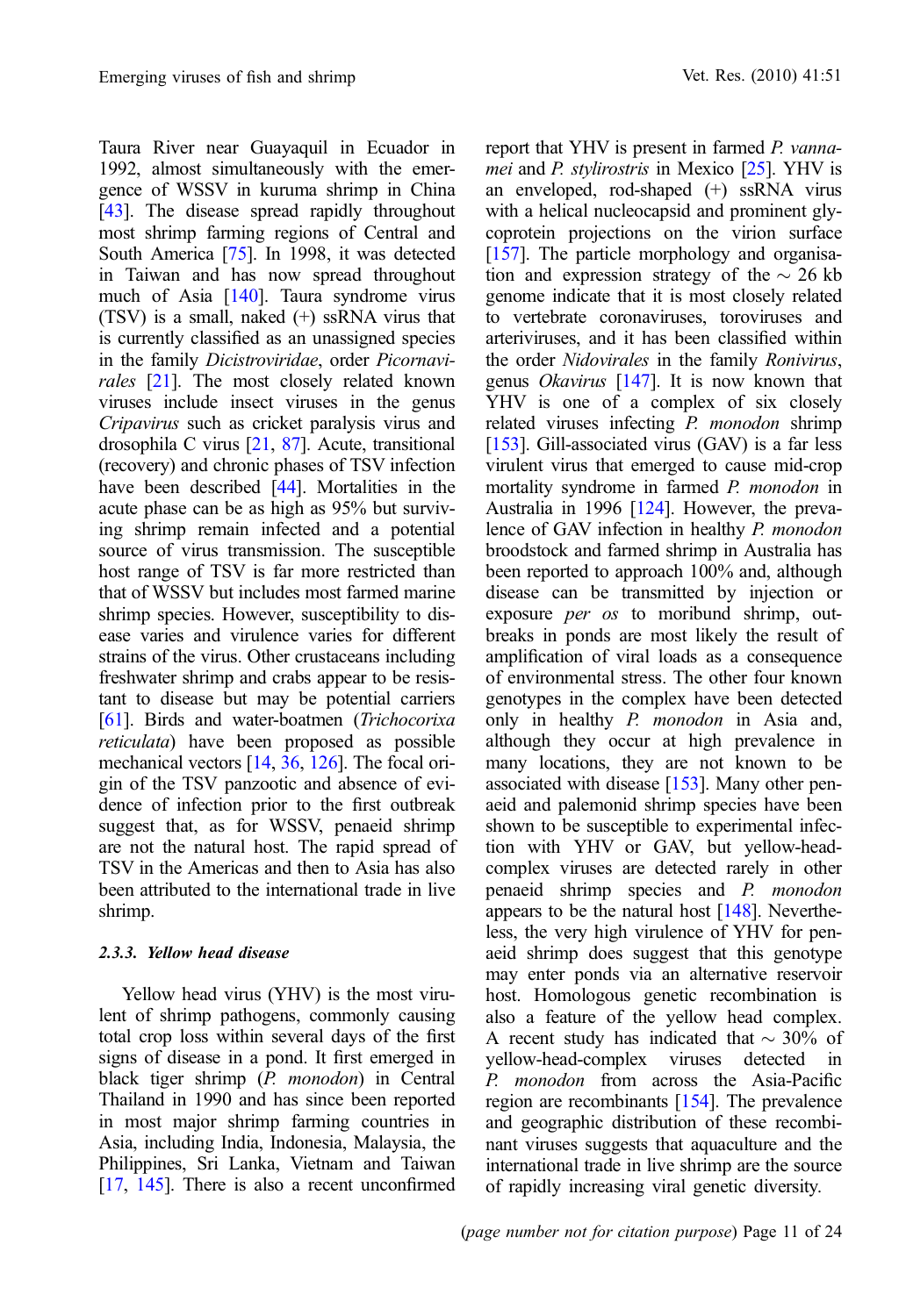Taura River near Guayaquil in Ecuador in 1992, almost simultaneously with the emergence of WSSV in kuruma shrimp in China [43]. The disease spread rapidly throughout most shrimp farming regions of Central and South America [75]. In 1998, it was detected in Taiwan and has now spread throughout much of Asia [140]. Taura syndrome virus (TSV) is a small, naked (+) ssRNA virus that is currently classified as an unassigned species in the family *Dicistroviridae*, order *Picornavirales* [21]. The most closely related known viruses include insect viruses in the genus *Cripavirus* such as cricket paralysis virus and drosophila C virus [21, 87]. Acute, transitional (recovery) and chronic phases of TSV infection have been described [44]. Mortalities in the acute phase can be as high as 95% but surviving shrimp remain infected and a potential source of virus transmission. The susceptible host range of TSV is far more restricted than that of WSSV but includes most farmed marine shrimp species. However, susceptibility to disease varies and virulence varies for different strains of the virus. Other crustaceans including freshwater shrimp and crabs appear to be resistant to disease but may be potential carriers [61]. Birds and water-boatmen (*Trichocorixa reticulata*) have been proposed as possible mechanical vectors [14, 36, 126]. The focal origin of the TSV panzootic and absence of evidence of infection prior to the first outbreak suggest that, as for WSSV, penaeid shrimp are not the natural host. The rapid spread of TSV in the Americas and then to Asia has also been attributed to the international trade in live shrimp.

#### 2.3.3. Yellow head disease

Yellow head virus (YHV) is the most virulent of shrimp pathogens, commonly causing total crop loss within several days of the first signs of disease in a pond. It first emerged in black tiger shrimp (*P. monodon*) in Central Thailand in 1990 and has since been reported in most major shrimp farming countries in Asia, including India, Indonesia, Malaysia, the Philippines, Sri Lanka, Vietnam and Taiwan [17, 145]. There is also a recent unconfirmed report that YHV is present in farmed *P. vannamei* and *P. stylirostris* in Mexico [25]. YHV is an enveloped, rod-shaped (+) ssRNA virus with a helical nucleocapsid and prominent glycoprotein projections on the virion surface [157]. The particle morphology and organisation and expression strategy of the ~ 26 kb genome indicate that it is most closely related to vertebrate coronaviruses, toroviruses and arteriviruses, and it has been classified within the order *Nidovirales* in the family *Ronivirus*, genus *Okavirus* [147]. It is now known that YHV is one of a complex of six closely related viruses infecting *P. monodon* shrimp [153]. Gill-associated virus (GAV) is a far less virulent virus that emerged to cause mid-crop mortality syndrome in farmed *P. monodon* in Australia in 1996 [124]. However, the prevalence of GAV infection in healthy *P. monodon* broodstock and farmed shrimp in Australia has been reported to approach 100% and, although disease can be transmitted by injection or exposure *per os* to moribund shrimp, outbreaks in ponds are most likely the result of amplification of viral loads as a consequence of environmental stress. The other four known genotypes in the complex have been detected only in healthy *P. monodon* in Asia and, although they occur at high prevalence in many locations, they are not known to be associated with disease [153]. Many other penaeid and palemonid shrimp species have been shown to be susceptible to experimental infection with YHV or GAV, but yellow-head-complex viruses are detected rarely in other penaeid shrimp species and *P. monodon* appears to be the natural host [148]. Nevertheless, the very high virulence of YHV for penaeid shrimp does suggest that this genotype may enter ponds via an alternative reservoir host. Homologous genetic recombination is also a feature of the yellow head complex. A recent study has indicated that ~ 30% of yellow-head-complex viruses detected in *P. monodon* from across the Asia-Pacific region are recombinants [154]. The prevalence and geographic distribution of these recombinant viruses suggests that aquaculture and the international trade in live shrimp are the source of rapidly increasing viral genetic diversity.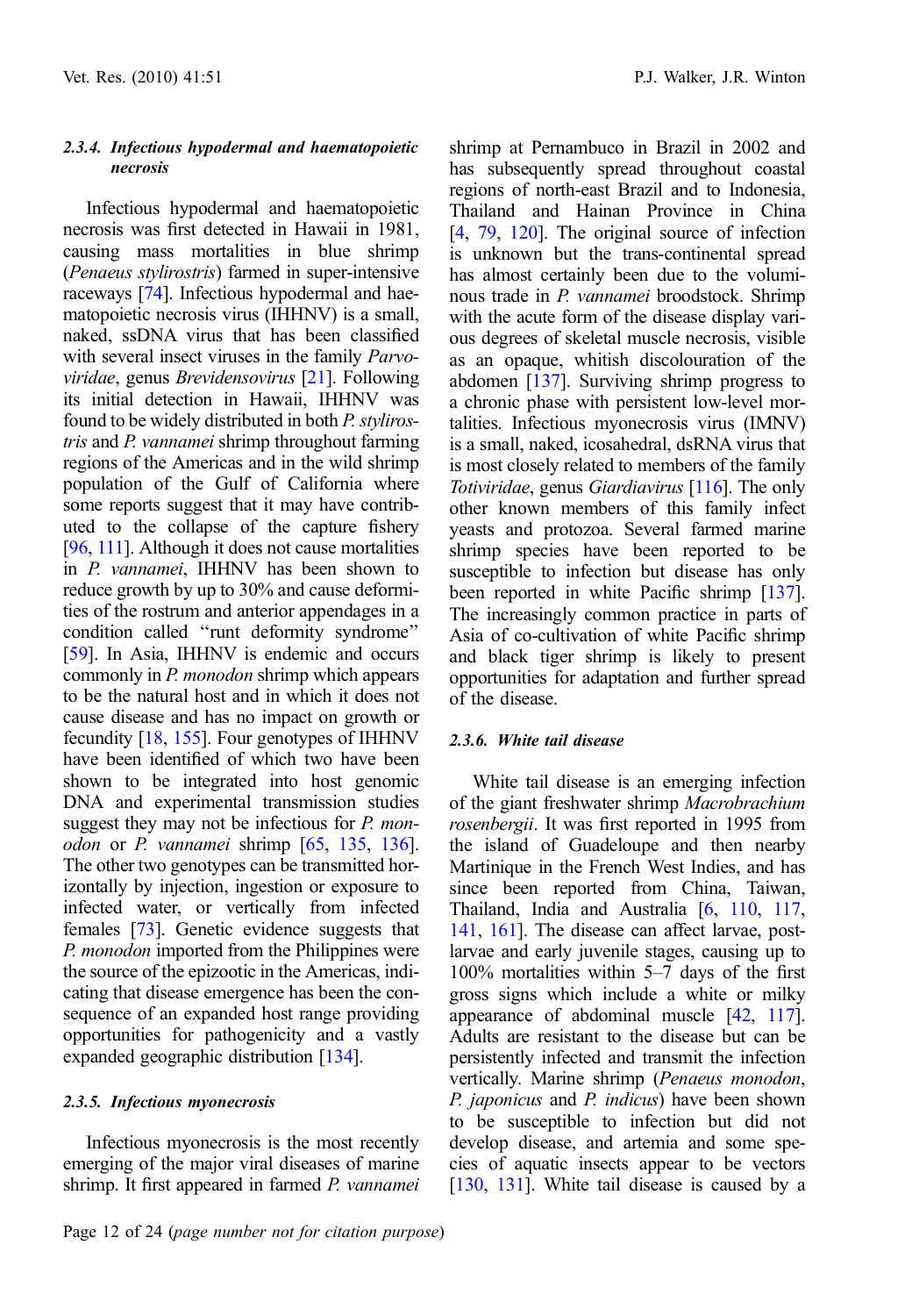#### 2.3.4. *Infectious hypodermal and haematopoietic necrosis*

Infectious hypodermal and haematopoietic necrosis was first detected in Hawaii in 1981, causing mass mortalities in blue shrimp (*Penaeus stylirostris*) farmed in super-intensive raceways [74]. Infectious hypodermal and haematopoietic necrosis virus (IHHNV) is a small, naked, ssDNA virus that has been classified with several insect viruses in the family *Parvoviridae*, genus *Brevidensovirus* [21]. Following its initial detection in Hawaii, IHHNV was found to be widely distributed in both *P. stylirostris* and *P. vannamei* shrimp throughout farming regions of the Americas and in the wild shrimp population of the Gulf of California where some reports suggest that it may have contributed to the collapse of the capture fishery [96, 111]. Although it does not cause mortalities in *P. vannamei*, IHHNV has been shown to reduce growth by up to 30% and cause deformities of the rostrum and anterior appendages in a condition called "runt deformity syndrome" [59]. In Asia, IHHNV is endemic and occurs commonly in *P. monodon* shrimp which appears to be the natural host and in which it does not cause disease and has no impact on growth or fecundity [18, 155]. Four genotypes of IHHNV have been identified of which two have been shown to be integrated into host genomic DNA and experimental transmission studies suggest they may not be infectious for *P. monodon* or *P. vannamei* shrimp [65, 135, 136]. The other two genotypes can be transmitted horizontally by injection, ingestion or exposure to infected water, or vertically from infected females [73]. Genetic evidence suggests that *P. monodon* imported from the Philippines were the source of the epizootic in the Americas, indicating that disease emergence has been the consequence of an expanded host range providing opportunities for pathogenicity and a vastly expanded geographic distribution [134].

#### 2.3.5. *Infectious myonecrosis*

Infectious myonecrosis is the most recently emerging of the major viral diseases of marine shrimp. It first appeared in farmed *P. vannamei* shrimp at Pernambuco in Brazil in 2002 and has subsequently spread throughout coastal regions of north-east Brazil and to Indonesia, Thailand and Hainan Province in China [4, 79, 120]. The original source of infection is unknown but the trans-continental spread has almost certainly been due to the voluminous trade in *P. vannamei* broodstock. Shrimp with the acute form of the disease display various degrees of skeletal muscle necrosis, visible as an opaque, whitish discolouration of the abdomen [137]. Surviving shrimp progress to a chronic phase with persistent low-level mortalities. Infectious myonecrosis virus (IMNV) is a small, naked, icosahedral, dsRNA virus that is most closely related to members of the family *Totiviridae*, genus *Giardiavirus* [116]. The only other known members of this family infect yeasts and protozoa. Several farmed marine shrimp species have been reported to be susceptible to infection but disease has only been reported in white Pacific shrimp [137]. The increasingly common practice in parts of Asia of co-cultivation of white Pacific shrimp and black tiger shrimp is likely to present opportunities for adaptation and further spread of the disease.

#### 2.3.6. *White tail disease*

White tail disease is an emerging infection of the giant freshwater shrimp *Macrobrachium rosenbergii*. It was first reported in 1995 from the island of Guadeloupe and then nearby Martinique in the French West Indies, and has since been reported from China, Taiwan, Thailand, India and Australia [6, 110, 117, 141, 161]. The disease can affect larvae, postlarvae and early juvenile stages, causing up to 100% mortalities within 5–7 days of the first gross signs which include a white or milky appearance of abdominal muscle [42, 117]. Adults are resistant to the disease but can be persistently infected and transmit the infection vertically. Marine shrimp (*Penaeus monodon*, *P. japonicus* and *P. indicus*) have been shown to be susceptible to infection but did not develop disease, and artemia and some species of aquatic insects appear to be vectors [130, 131]. White tail disease is caused by a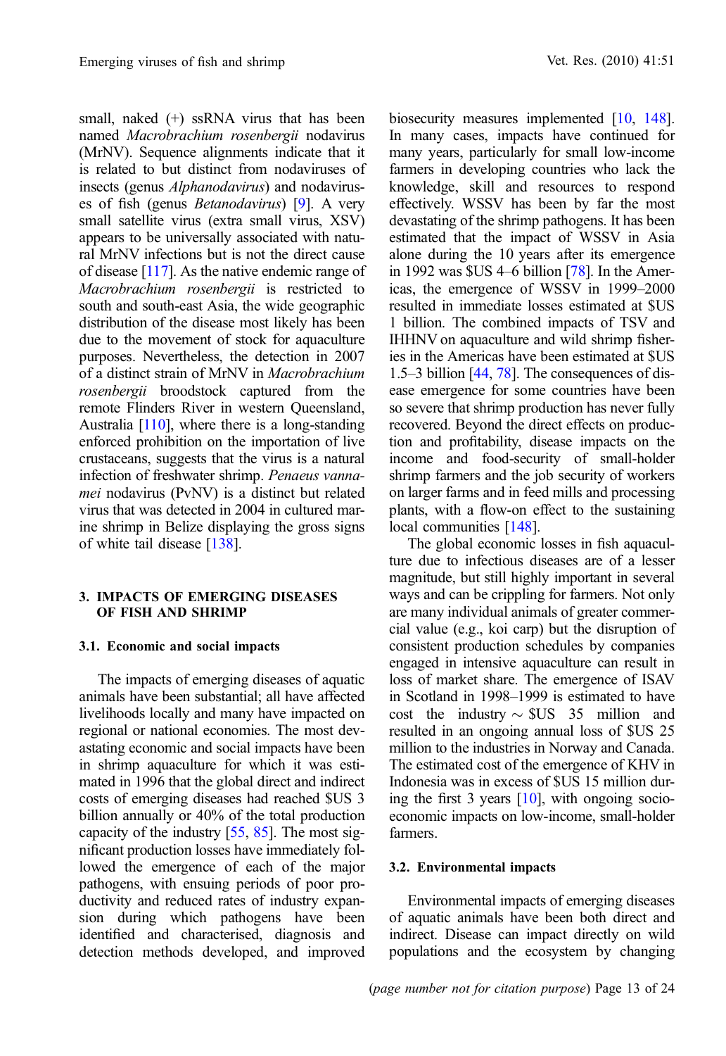small, naked (+) ssRNA virus that has been named *Macrobrachium rosenbergii* nodavirus (MrNV). Sequence alignments indicate that it is related to but distinct from nodaviruses of insects (genus *Alphanodavirus*) and nodaviruses of fish (genus *Betanodavirus*) [9]. A very small satellite virus (extra small virus, XSV) appears to be universally associated with natural MrNV infections but is not the direct cause of disease [117]. As the native endemic range of *Macrobrachium rosenbergii* is restricted to south and south-east Asia, the wide geographic distribution of the disease most likely has been due to the movement of stock for aquaculture purposes. Nevertheless, the detection in 2007 of a distinct strain of MrNV in *Macrobrachium rosenbergii* broodstock captured from the remote Flinders River in western Queensland, Australia [110], where there is a long-standing enforced prohibition on the importation of live crustaceans, suggests that the virus is a natural infection of freshwater shrimp. *Penaeus vannamei* nodavirus (PvNV) is a distinct but related virus that was detected in 2004 in cultured marine shrimp in Belize displaying the gross signs of white tail disease [138].

## 3. IMPACTS OF EMERGING DISEASES OF FISH AND SHRIMP

### 3.1. Economic and social impacts

The impacts of emerging diseases of aquatic animals have been substantial; all have affected livelihoods locally and many have impacted on regional or national economies. The most devastating economic and social impacts have been in shrimp aquaculture for which it was estimated in 1996 that the global direct and indirect costs of emerging diseases had reached \$US 3 billion annually or 40% of the total production capacity of the industry [55, 85]. The most significant production losses have immediately followed the emergence of each of the major pathogens, with ensuing periods of poor productivity and reduced rates of industry expansion during which pathogens have been identified and characterised, diagnosis and detection methods developed, and improved biosecurity measures implemented [10, 148]. In many cases, impacts have continued for many years, particularly for small low-income farmers in developing countries who lack the knowledge, skill and resources to respond effectively. WSSV has been by far the most devastating of the shrimp pathogens. It has been estimated that the impact of WSSV in Asia alone during the 10 years after its emergence in 1992 was \$US 4–6 billion [78]. In the Americas, the emergence of WSSV in 1999–2000 resulted in immediate losses estimated at \$US 1 billion. The combined impacts of TSV and IHHNV on aquaculture and wild shrimp fisheries in the Americas have been estimated at \$US 1.5–3 billion [44, 78]. The consequences of disease emergence for some countries have been so severe that shrimp production has never fully recovered. Beyond the direct effects on production and profitability, disease impacts on the income and food-security of small-holder shrimp farmers and the job security of workers on larger farms and in feed mills and processing plants, with a flow-on effect to the sustaining local communities [148].

The global economic losses in fish aquaculture due to infectious diseases are of a lesser magnitude, but still highly important in several ways and can be crippling for farmers. Not only are many individual animals of greater commercial value (e.g., koi carp) but the disruption of consistent production schedules by companies engaged in intensive aquaculture can result in loss of market share. The emergence of ISAV in Scotland in 1998–1999 is estimated to have cost the industry ~ \$US 35 million and resulted in an ongoing annual loss of \$US 25 million to the industries in Norway and Canada. The estimated cost of the emergence of KHV in Indonesia was in excess of \$US 15 million during the first 3 years [10], with ongoing socio-economic impacts on low-income, small-holder farmers.

### 3.2. Environmental impacts

Environmental impacts of emerging diseases of aquatic animals have been both direct and indirect. Disease can impact directly on wild populations and the ecosystem by changing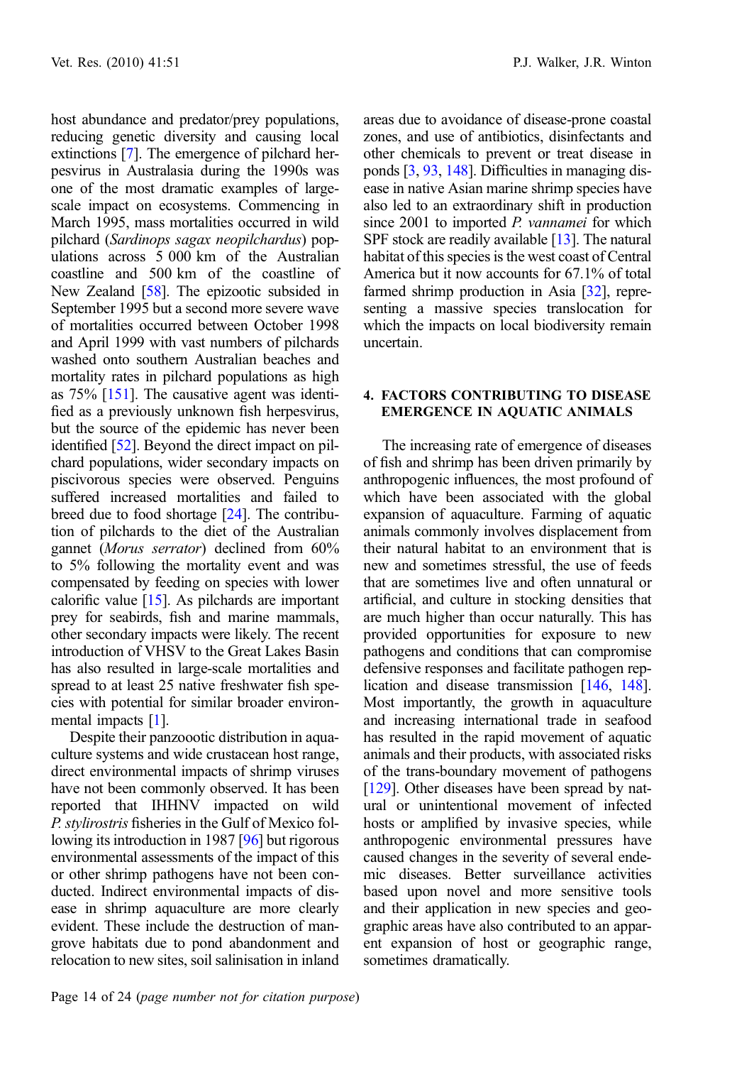host abundance and predator/prey populations, reducing genetic diversity and causing local extinctions [7]. The emergence of pilchard herpesvirus in Australasia during the 1990s was one of the most dramatic examples of large-scale impact on ecosystems. Commencing in March 1995, mass mortalities occurred in wild pilchard (*Sardinops sagax neopilchardus*) populations across 5 000 km of the Australian coastline and 500 km of the coastline of New Zealand [58]. The epizootic subsided in September 1995 but a second more severe wave of mortalities occurred between October 1998 and April 1999 with vast numbers of pilchards washed onto southern Australian beaches and mortality rates in pilchard populations as high as 75% [151]. The causative agent was identified as a previously unknown fish herpesvirus, but the source of the epidemic has never been identified [52]. Beyond the direct impact on pilchard populations, wider secondary impacts on piscivorous species were observed. Penguins suffered increased mortalities and failed to breed due to food shortage [24]. The contribution of pilchards to the diet of the Australian gannet (*Morus serrator*) declined from 60% to 5% following the mortality event and was compensated by feeding on species with lower calorific value [15]. As pilchards are important prey for seabirds, fish and marine mammals, other secondary impacts were likely. The recent introduction of VHSV to the Great Lakes Basin has also resulted in large-scale mortalities and spread to at least 25 native freshwater fish species with potential for similar broader environmental impacts [1].

Despite their panzootic distribution in aquaculture systems and wide crustacean host range, direct environmental impacts of shrimp viruses have not been commonly observed. It has been reported that IHHNV impacted on wild *P. stylirostris* fisheries in the Gulf of Mexico following its introduction in 1987 [96] but rigorous environmental assessments of the impact of this or other shrimp pathogens have not been conducted. Indirect environmental impacts of disease in shrimp aquaculture are more clearly evident. These include the destruction of mangrove habitats due to pond abandonment and relocation to new sites, soil salinisation in inland areas due to avoidance of disease-prone coastal zones, and use of antibiotics, disinfectants and other chemicals to prevent or treat disease in ponds [3, 93, 148]. Difficulties in managing disease in native Asian marine shrimp species have also led to an extraordinary shift in production since 2001 to imported *P. vannamei* for which SPF stock are readily available [13]. The natural habitat of this species is the west coast of Central America but it now accounts for 67.1% of total farmed shrimp production in Asia [32], representing a massive species translocation for which the impacts on local biodiversity remain uncertain.

## 4. FACTORS CONTRIBUTING TO DISEASE EMERGENCE IN AQUATIC ANIMALS

The increasing rate of emergence of diseases of fish and shrimp has been driven primarily by anthropogenic influences, the most profound of which have been associated with the global expansion of aquaculture. Farming of aquatic animals commonly involves displacement from their natural habitat to an environment that is new and sometimes stressful, the use of feeds that are sometimes live and often unnatural or artificial, and culture in stocking densities that are much higher than occur naturally. This has provided opportunities for exposure to new pathogens and conditions that can compromise defensive responses and facilitate pathogen replication and disease transmission [146, 148]. Most importantly, the growth in aquaculture and increasing international trade in seafood has resulted in the rapid movement of aquatic animals and their products, with associated risks of the trans-boundary movement of pathogens [129]. Other diseases have been spread by natural or unintentional movement of infected hosts or amplified by invasive species, while anthropogenic environmental pressures have caused changes in the severity of several endemic diseases. Better surveillance activities based upon novel and more sensitive tools and their application in new species and geographic areas have also contributed to an apparent expansion of host or geographic range, sometimes dramatically.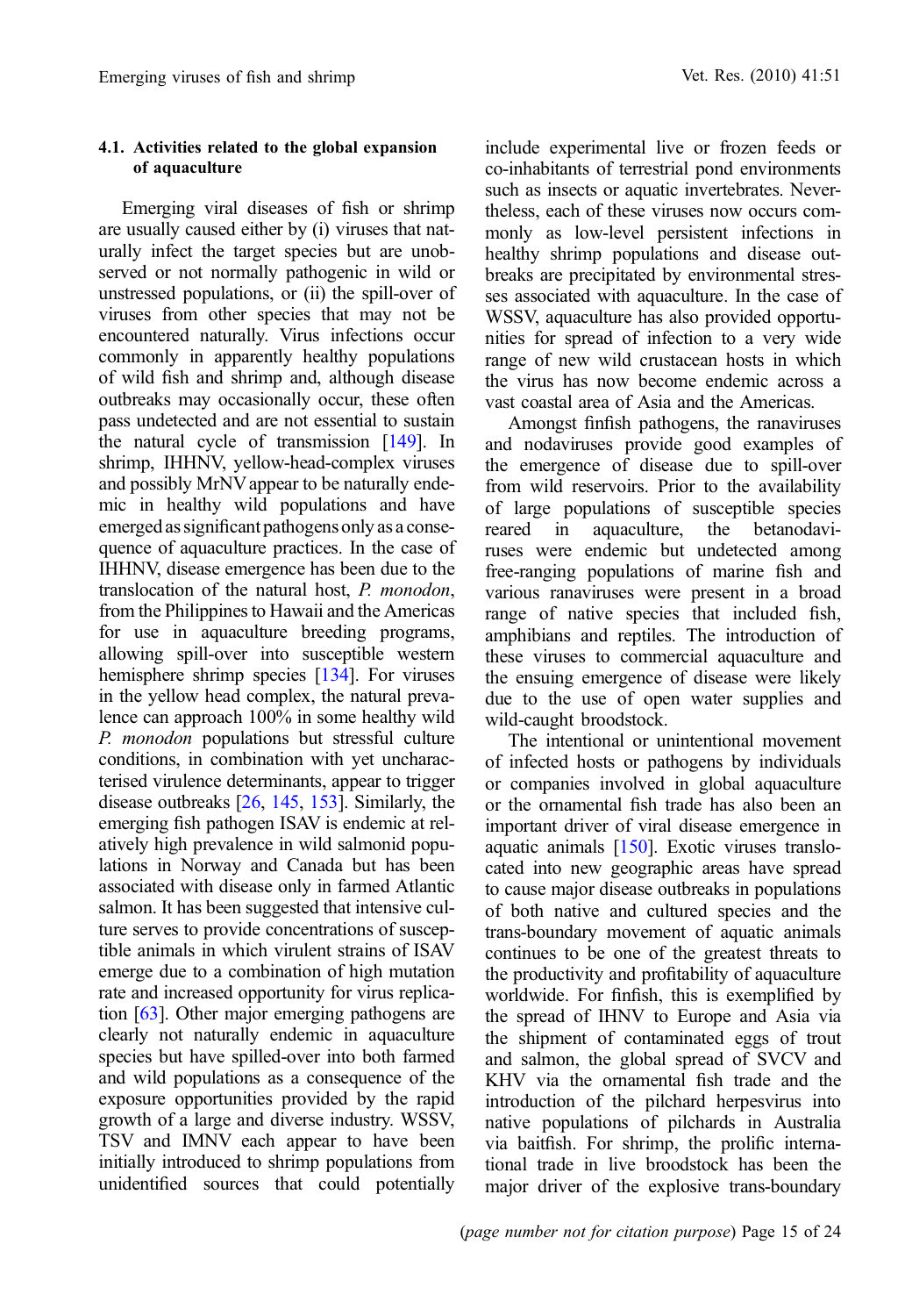### 4.1. Activities related to the global expansion of aquaculture

Emerging viral diseases of fish or shrimp are usually caused either by (i) viruses that naturally infect the target species but are unobserved or not normally pathogenic in wild or unstressed populations, or (ii) the spill-over of viruses from other species that may not be encountered naturally. Virus infections occur commonly in apparently healthy populations of wild fish and shrimp and, although disease outbreaks may occasionally occur, these often pass undetected and are not essential to sustain the natural cycle of transmission [149]. In shrimp, IHHNV, yellow-head-complex viruses and possibly MrNV appear to be naturally endemic in healthy wild populations and have emerged as significant pathogens only as a consequence of aquaculture practices. In the case of IHHNV, disease emergence has been due to the translocation of the natural host, *P. monodon*, from the Philippines to Hawaii and the Americas for use in aquaculture breeding programs, allowing spill-over into susceptible western hemisphere shrimp species [134]. For viruses in the yellow head complex, the natural prevalence can approach 100% in some healthy wild *P. monodon* populations but stressful culture conditions, in combination with yet uncharacterised virulence determinants, appear to trigger disease outbreaks [26, 145, 153]. Similarly, the emerging fish pathogen ISAV is endemic at relatively high prevalence in wild salmonid populations in Norway and Canada but has been associated with disease only in farmed Atlantic salmon. It has been suggested that intensive culture serves to provide concentrations of susceptible animals in which virulent strains of ISAV emerge due to a combination of high mutation rate and increased opportunity for virus replication [63]. Other major emerging pathogens are clearly not naturally endemic in aquaculture species but have spilled-over into both farmed and wild populations as a consequence of the exposure opportunities provided by the rapid growth of a large and diverse industry. WSSV, TSV and IMNV each appear to have been initially introduced to shrimp populations from unidentified sources that could potentially include experimental live or frozen feeds or co-inhabitants of terrestrial pond environments such as insects or aquatic invertebrates. Nevertheless, each of these viruses now occurs commonly as low-level persistent infections in healthy shrimp populations and disease outbreaks are precipitated by environmental stresses associated with aquaculture. In the case of WSSV, aquaculture has also provided opportunities for spread of infection to a very wide range of new wild crustacean hosts in which the virus has now become endemic across a vast coastal area of Asia and the Americas.

Amongst finfish pathogens, the ranaviruses and nodaviruses provide good examples of the emergence of disease due to spill-over from wild reservoirs. Prior to the availability of large populations of susceptible species reared in aquaculture, the betanodaviruses were endemic but undetected among free-ranging populations of marine fish and various ranaviruses were present in a broad range of native species that included fish, amphibians and reptiles. The introduction of these viruses to commercial aquaculture and the ensuing emergence of disease were likely due to the use of open water supplies and wild-caught broodstock.

The intentional or unintentional movement of infected hosts or pathogens by individuals or companies involved in global aquaculture or the ornamental fish trade has also been an important driver of viral disease emergence in aquatic animals [150]. Exotic viruses translocated into new geographic areas have spread to cause major disease outbreaks in populations of both native and cultured species and the trans-boundary movement of aquatic animals continues to be one of the greatest threats to the productivity and profitability of aquaculture worldwide. For finfish, this is exemplified by the spread of IHNV to Europe and Asia via the shipment of contaminated eggs of trout and salmon, the global spread of SVCV and KHV via the ornamental fish trade and the introduction of the pilchard herpesvirus into native populations of pilchards in Australia via baitfish. For shrimp, the prolific international trade in live broodstock has been the major driver of the explosive trans-boundary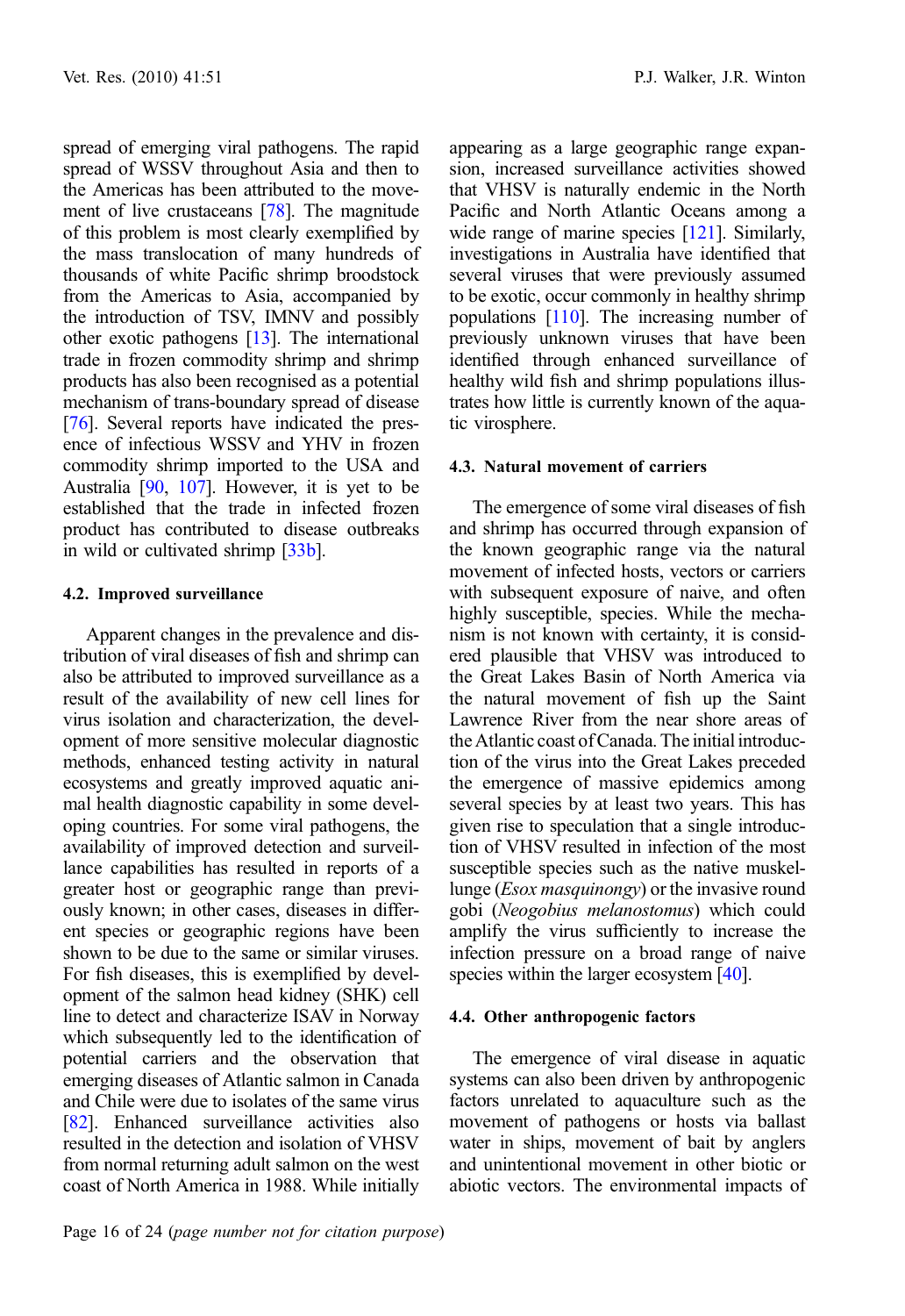spread of emerging viral pathogens. The rapid spread of WSSV throughout Asia and then to the Americas has been attributed to the movement of live crustaceans [78]. The magnitude of this problem is most clearly exemplified by the mass translocation of many hundreds of thousands of white Pacific shrimp broodstock from the Americas to Asia, accompanied by the introduction of TSV, IMNV and possibly other exotic pathogens [13]. The international trade in frozen commodity shrimp and shrimp products has also been recognised as a potential mechanism of trans-boundary spread of disease [76]. Several reports have indicated the presence of infectious WSSV and YHV in frozen commodity shrimp imported to the USA and Australia [90, 107]. However, it is yet to be established that the trade in infected frozen product has contributed to disease outbreaks in wild or cultivated shrimp [33b].

### 4.2. Improved surveillance

Apparent changes in the prevalence and distribution of viral diseases of fish and shrimp can also be attributed to improved surveillance as a result of the availability of new cell lines for virus isolation and characterization, the development of more sensitive molecular diagnostic methods, enhanced testing activity in natural ecosystems and greatly improved aquatic animal health diagnostic capability in some developing countries. For some viral pathogens, the availability of improved detection and surveillance capabilities has resulted in reports of a greater host or geographic range than previously known; in other cases, diseases in different species or geographic regions have been shown to be due to the same or similar viruses. For fish diseases, this is exemplified by development of the salmon head kidney (SHK) cell line to detect and characterize ISAV in Norway which subsequently led to the identification of potential carriers and the observation that emerging diseases of Atlantic salmon in Canada and Chile were due to isolates of the same virus [82]. Enhanced surveillance activities also resulted in the detection and isolation of VHSV from normal returning adult salmon on the west coast of North America in 1988. While initially appearing as a large geographic range expansion, increased surveillance activities showed that VHSV is naturally endemic in the North Pacific and North Atlantic Oceans among a wide range of marine species [121]. Similarly, investigations in Australia have identified that several viruses that were previously assumed to be exotic, occur commonly in healthy shrimp populations [110]. The increasing number of previously unknown viruses that have been identified through enhanced surveillance of healthy wild fish and shrimp populations illustrates how little is currently known of the aquatic virosphere.

### 4.3. Natural movement of carriers

The emergence of some viral diseases of fish and shrimp has occurred through expansion of the known geographic range via the natural movement of infected hosts, vectors or carriers with subsequent exposure of naive, and often highly susceptible, species. While the mechanism is not known with certainty, it is considered plausible that VHSV was introduced to the Great Lakes Basin of North America via the natural movement of fish up the Saint Lawrence River from the near shore areas of the Atlantic coast of Canada. The initial introduction of the virus into the Great Lakes preceded the emergence of massive epidemics among several species by at least two years. This has given rise to speculation that a single introduction of VHSV resulted in infection of the most susceptible species such as the native muskellunge (*Esox masquinongy*) or the invasive round gobi (*Neogobius melanostomus*) which could amplify the virus sufficiently to increase the infection pressure on a broad range of naive species within the larger ecosystem [40].

### 4.4. Other anthropogenic factors

The emergence of viral disease in aquatic systems can also been driven by anthropogenic factors unrelated to aquaculture such as the movement of pathogens or hosts via ballast water in ships, movement of bait by anglers and unintentional movement in other biotic or abiotic vectors. The environmental impacts of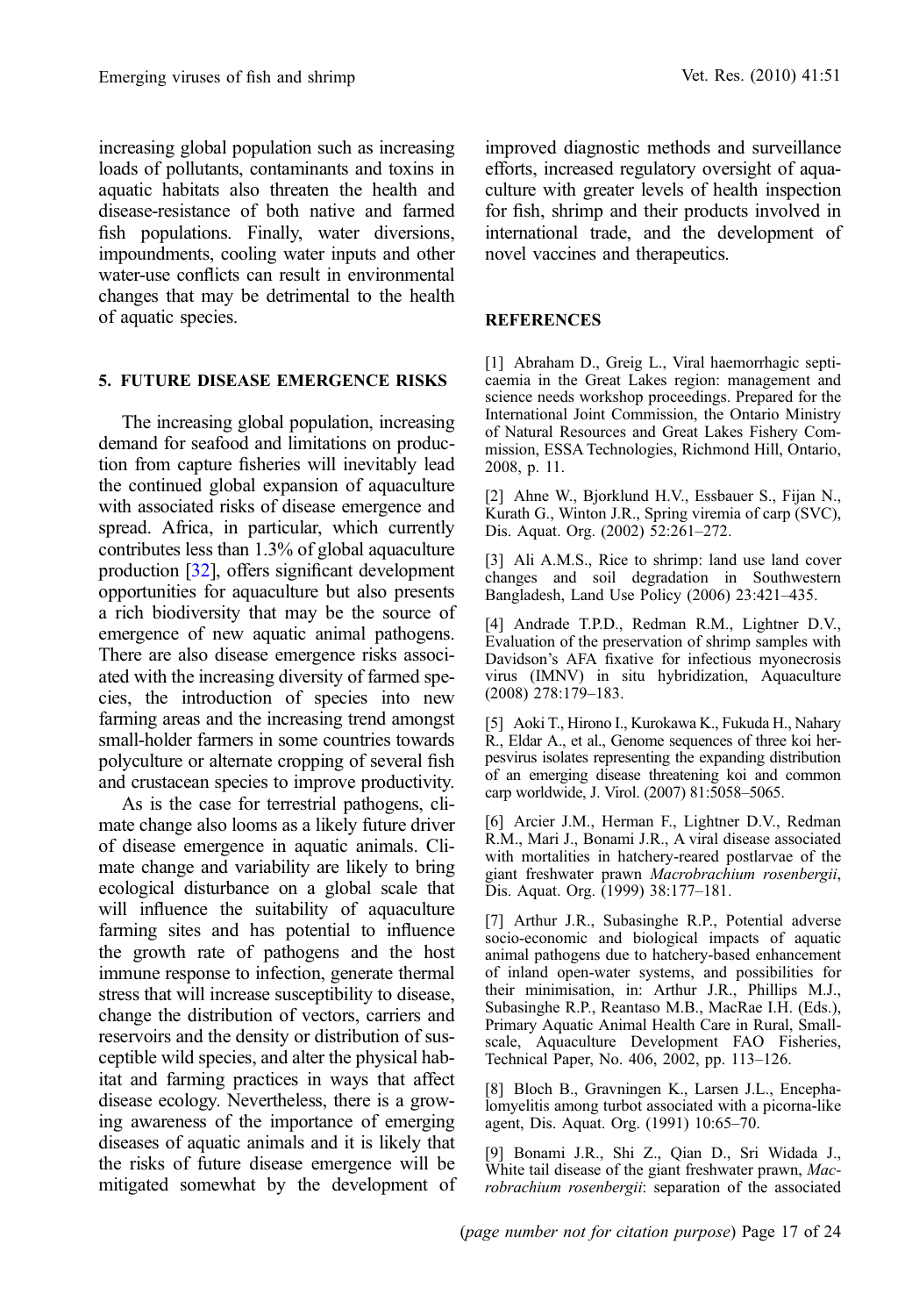increasing global population such as increasing loads of pollutants, contaminants and toxins in aquatic habitats also threaten the health and disease-resistance of both native and farmed fish populations. Finally, water diversions, impoundments, cooling water inputs and other water-use conflicts can result in environmental changes that may be detrimental to the health of aquatic species.

## 5. FUTURE DISEASE EMERGENCE RISKS

The increasing global population, increasing demand for seafood and limitations on production from capture fisheries will inevitably lead the continued global expansion of aquaculture with associated risks of disease emergence and spread. Africa, in particular, which currently contributes less than 1.3% of global aquaculture production [32], offers significant development opportunities for aquaculture but also presents a rich biodiversity that may be the source of emergence of new aquatic animal pathogens. There are also disease emergence risks associated with the increasing diversity of farmed species, the introduction of species into new farming areas and the increasing trend amongst small-holder farmers in some countries towards polyculture or alternate cropping of several fish and crustacean species to improve productivity.

As is the case for terrestrial pathogens, climate change also looms as a likely future driver of disease emergence in aquatic animals. Climate change and variability are likely to bring ecological disturbance on a global scale that will influence the suitability of aquaculture farming sites and has potential to influence the growth rate of pathogens and the host immune response to infection, generate thermal stress that will increase susceptibility to disease, change the distribution of vectors, carriers and reservoirs and the density or distribution of susceptible wild species, and alter the physical habitat and farming practices in ways that affect disease ecology. Nevertheless, there is a growing awareness of the importance of emerging diseases of aquatic animals and it is likely that the risks of future disease emergence will be mitigated somewhat by the development of improved diagnostic methods and surveillance efforts, increased regulatory oversight of aquaculture with greater levels of health inspection for fish, shrimp and their products involved in international trade, and the development of novel vaccines and therapeutics.

## REFERENCES

[1] Abraham D., Greig L., Viral haemorrhagic septicaemia in the Great Lakes region: management and science needs workshop proceedings. Prepared for the International Joint Commission, the Ontario Ministry of Natural Resources and Great Lakes Fishery Commission, ESSA Technologies, Richmond Hill, Ontario, 2008, p. 11.

[2] Ahne W., Bjorklund H.V., Essbauer S., Fijan N., Kurath G., Winton J.R., Spring viremia of carp (SVC), Dis. Aquat. Org. (2002) 52:261–272.

[3] Ali A.M.S., Rice to shrimp: land use land cover changes and soil degradation in Southwestern Bangladesh, Land Use Policy (2006) 23:421–435.

[4] Andrade T.P.D., Redman R.M., Lightner D.V., Evaluation of the preservation of shrimp samples with Davidson's AFA fixative for infectious myonecrosis virus (IMNV) in situ hybridization, Aquaculture (2008) 278:179–183.

[5] Aoki T., Hirono I., Kurokawa K., Fukuda H., Nahary R., Eldar A., et al., Genome sequences of three koi herpesvirus isolates representing the expanding distribution of an emerging disease threatening koi and common carp worldwide, J. Virol. (2007) 81:5058–5065.

[6] Arcier J.M., Herman F., Lightner D.V., Redman R.M., Mari J., Bonami J.R., A viral disease associated with mortalities in hatchery-reared postlarvae of the giant freshwater prawn *Macrobrachium rosenbergii*, Dis. Aquat. Org. (1999) 38:177–181.

[7] Arthur J.R., Subasinghe R.P., Potential adverse socio-economic and biological impacts of aquatic animal pathogens due to hatchery-based enhancement of inland open-water systems, and possibilities for their minimisation, in: Arthur J.R., Phillips M.J., Subasinghe R.P., Reantaso M.B., MacRae I.H. (Eds.), Primary Aquatic Animal Health Care in Rural, Small-scale, Aquaculture Development FAO Fisheries, Technical Paper, No. 406, 2002, pp. 113–126.

[8] Bloch B., Gravningen K., Larsen J.L., Encephalomyelitis among turbot associated with a picorna-like agent, Dis. Aquat. Org. (1991) 10:65–70.

[9] Bonami J.R., Shi Z., Qian D., Sri Widada J., White tail disease of the giant freshwater prawn, *Macrobrachium rosenbergii*: separation of the associated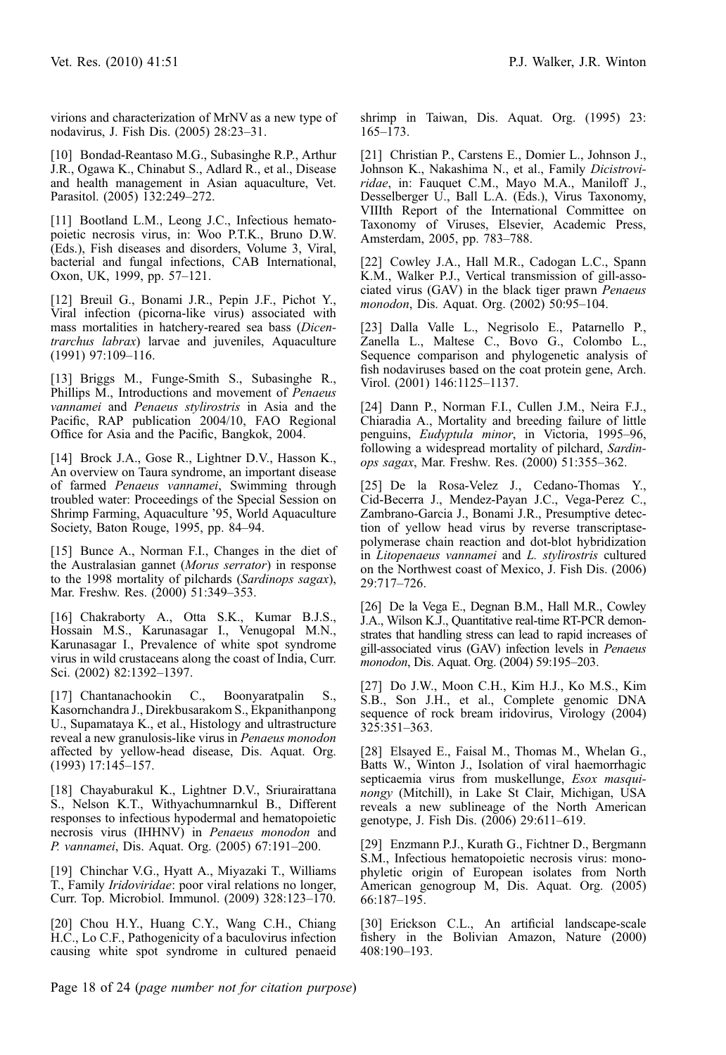virions and characterization of MrNV as a new type of nodavirus, J. Fish Dis. (2005) 28:23–31.

[10] Bondad-Reantaso M.G., Subasinghe R.P., Arthur J.R., Ogawa K., Chinabut S., Adlard R., et al., Disease and health management in Asian aquaculture, Vet. Parasitol. (2005) 132:249–272.

[11] Bootland L.M., Leong J.C., Infectious hematopoietic necrosis virus, in: Woo P.T.K., Bruno D.W. (Eds.), Fish diseases and disorders, Volume 3, Viral, bacterial and fungal infections, CAB International, Oxon, UK, 1999, pp. 57–121.

[12] Breuil G., Bonami J.R., Pepin J.F., Pichot Y., Viral infection (picorna-like virus) associated with mass mortalities in hatchery-reared sea bass (*Dicentrarchus labrax*) larvae and juveniles, Aquaculture (1991) 97:109–116.

[13] Briggs M., Funge-Smith S., Subasinghe R., Phillips M., Introductions and movement of *Penaeus vannamei* and *Penaeus stylirostris* in Asia and the Pacific, RAP publication 2004/10, FAO Regional Office for Asia and the Pacific, Bangkok, 2004.

[14] Brock J.A., Gose R., Lightner D.V., Hasson K., An overview on Taura syndrome, an important disease of farmed *Penaeus vannamei*, Swimming through troubled water: Proceedings of the Special Session on Shrimp Farming, Aquaculture '95, World Aquaculture Society, Baton Rouge, 1995, pp. 84–94.

[15] Bunce A., Norman F.I., Changes in the diet of the Australasian gannet (*Morus serrator*) in response to the 1998 mortality of pilchards (*Sardinops sagax*), Mar. Freshw. Res. (2000) 51:349–353.

[16] Chakraborty A., Otta S.K., Kumar B.J.S., Hossain M.S., Karunasagar I., Venugopal M.N., Karunasagar I., Prevalence of white spot syndrome virus in wild crustaceans along the coast of India, Curr. Sci. (2002) 82:1392–1397.

[17] Chantanachookin C., Boonyaratpalin S., Kasornchandra J., Direkbusarakom S., Ekpanithanpong U., Supamataya K., et al., Histology and ultrastructure reveal a new granulosis-like virus in *Penaeus monodon* affected by yellow-head disease, Dis. Aquat. Org. (1993) 17:145–157.

[18] Chayaburakul K., Lightner D.V., Sriurairattana S., Nelson K.T., Withyachumnarnkul B., Different responses to infectious hypodermal and hematopoietic necrosis virus (IHHNV) in *Penaeus monodon* and *P. vannamei*, Dis. Aquat. Org. (2005) 67:191–200.

[19] Chinchar V.G., Hyatt A., Miyazaki T., Williams T., Family *Iridoviridae*: poor viral relations no longer, Curr. Top. Microbiol. Immunol. (2009) 328:123–170.

[20] Chou H.Y., Huang C.Y., Wang C.H., Chiang H.C., Lo C.F., Pathogenicity of a baculovirus infection causing white spot syndrome in cultured penaeid shrimp in Taiwan, Dis. Aquat. Org. (1995) 23: 165–173.

[21] Christian P., Carstens E., Domier L., Johnson J., Johnson K., Nakashima N., et al., Family *Dicistroviridae*, in: Fauquet C.M., Mayo M.A., Maniloff J., Desselberger U., Ball L.A. (Eds.), Virus Taxonomy, VIIIth Report of the International Committee on Taxonomy of Viruses, Elsevier, Academic Press, Amsterdam, 2005, pp. 783–788.

[22] Cowley J.A., Hall M.R., Cadogan L.C., Spann K.M., Walker P.J., Vertical transmission of gill-associated virus (GAV) in the black tiger prawn *Penaeus monodon*, Dis. Aquat. Org. (2002) 50:95–104.

[23] Dalla Valle L., Negrisolo E., Patarnello P., Zanella L., Maltese C., Bovo G., Colombo L., Sequence comparison and phylogenetic analysis of fish nodaviruses based on the coat protein gene, Arch. Virol. (2001) 146:1125–1137.

[24] Dann P., Norman F.I., Cullen J.M., Neira F.J., Chiaradia A., Mortality and breeding failure of little penguins, *Eudyptula minor*, in Victoria, 1995–96, following a widespread mortality of pilchard, *Sardinops sagax*, Mar. Freshw. Res. (2000) 51:355–362.

[25] De la Rosa-Velez J., Cedano-Thomas Y., Cid-Becerra J., Mendez-Payan J.C., Vega-Perez C., Zambrano-Garcia J., Bonami J.R., Presumptive detection of yellow head virus by reverse transcriptase-polymerase chain reaction and dot-blot hybridization in *Litopenaeus vannamei* and *L. stylirostris* cultured on the Northwest coast of Mexico, J. Fish Dis. (2006) 29:717–726.

[26] De la Vega E., Degnan B.M., Hall M.R., Cowley J.A., Wilson K.J., Quantitative real-time RT-PCR demonstrates that handling stress can lead to rapid increases of gill-associated virus (GAV) infection levels in *Penaeus monodon*, Dis. Aquat. Org. (2004) 59:195–203.

[27] Do J.W., Moon C.H., Kim H.J., Ko M.S., Kim S.B., Son J.H., et al., Complete genomic DNA sequence of rock bream iridovirus, Virology (2004) 325:351–363.

[28] Elsayed E., Faisal M., Thomas M., Whelan G., Batts W., Winton J., Isolation of viral haemorrhagic septicaemia virus from muskellunge, *Esox masquinongy* (Mitchill), in Lake St Clair, Michigan, USA reveals a new sublineage of the North American genotype, J. Fish Dis. (2006) 29:611–619.

[29] Enzmann P.J., Kurath G., Fichtner D., Bergmann S.M., Infectious hematopoietic necrosis virus: monophyletic origin of European isolates from North American genogroup M, Dis. Aquat. Org. (2005) 66:187–195.

[30] Erickson C.L., An artificial landscape-scale fishery in the Bolivian Amazon, Nature (2000) 408:190–193.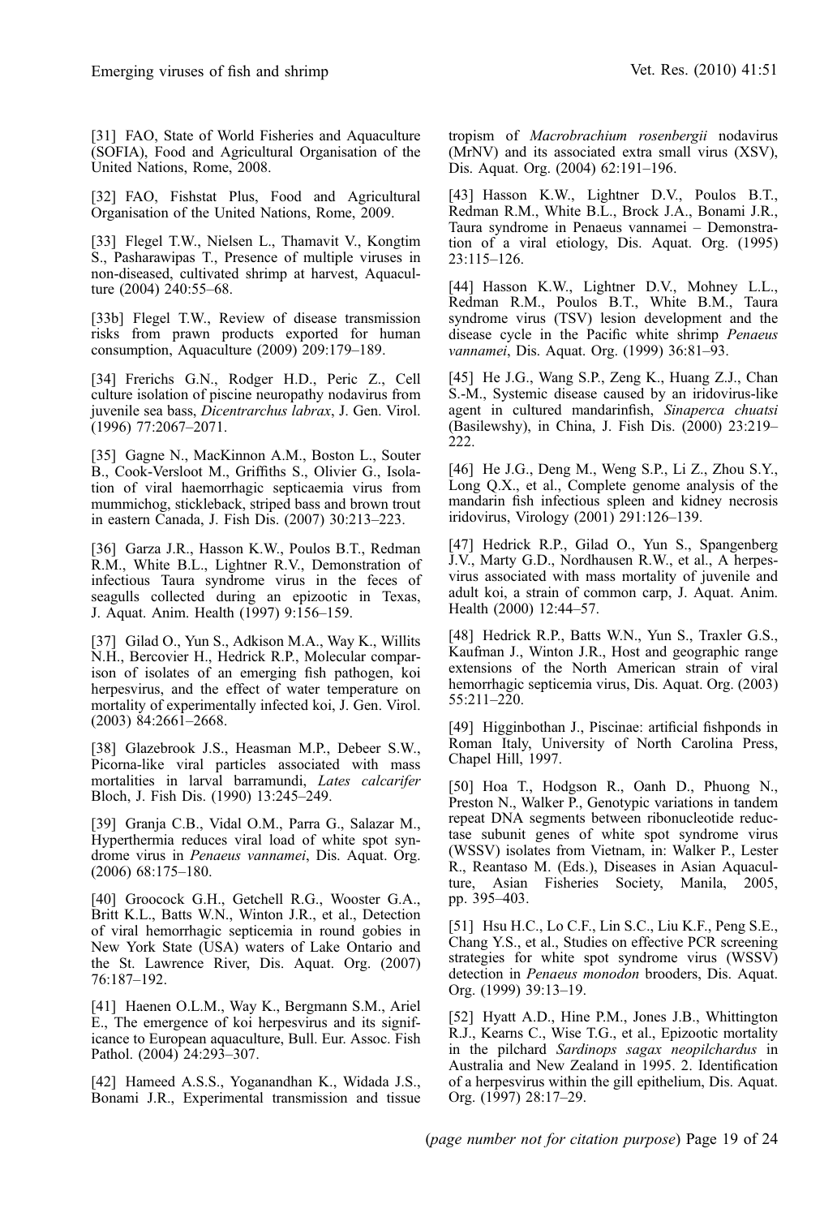[31] FAO, State of World Fisheries and Aquaculture (SOFIA), Food and Agricultural Organisation of the United Nations, Rome, 2008.

[32] FAO, Fishstat Plus, Food and Agricultural Organisation of the United Nations, Rome, 2009.

[33] Flegel T.W., Nielsen L., Thamavit V., Kongtim S., Pasharawipas T., Presence of multiple viruses in non-diseased, cultivated shrimp at harvest, Aquaculture (2004) 240:55–68.

[33b] Flegel T.W., Review of disease transmission risks from prawn products exported for human consumption, Aquaculture (2009) 209:179–189.

[34] Frerichs G.N., Rodger H.D., Peric Z., Cell culture isolation of piscine neuropathy nodavirus from juvenile sea bass, *Dicentrarchus labrax*, J. Gen. Virol. (1996) 77:2067–2071.

[35] Gagne N., MacKinnon A.M., Boston L., Souter B., Cook-Versloot M., Griffiths S., Olivier G., Isolation of viral haemorrhagic septicaemia virus from mummichog, stickleback, striped bass and brown trout in eastern Canada, J. Fish Dis. (2007) 30:213–223.

[36] Garza J.R., Hasson K.W., Poulos B.T., Redman R.M., White B.L., Lightner R.V., Demonstration of infectious Taura syndrome virus in the feces of seagulls collected during an epizootic in Texas, J. Aquat. Anim. Health (1997) 9:156–159.

[37] Gilad O., Yun S., Adkison M.A., Way K., Willits N.H., Bercovier H., Hedrick R.P., Molecular comparison of isolates of an emerging fish pathogen, koi herpesvirus, and the effect of water temperature on mortality of experimentally infected koi, J. Gen. Virol. (2003) 84:2661–2668.

[38] Glazebrook J.S., Heasman M.P., Debeer S.W., Picorna-like viral particles associated with mass mortalities in larval barramundi, *Lates calcarifer* Bloch, J. Fish Dis. (1990) 13:245–249.

[39] Granja C.B., Vidal O.M., Parra G., Salazar M., Hyperthermia reduces viral load of white spot syndrome virus in *Penaeus vannamei*, Dis. Aquat. Org. (2006) 68:175–180.

[40] Groocock G.H., Getchell R.G., Wooster G.A., Britt K.L., Batts W.N., Winton J.R., et al., Detection of viral hemorrhagic septicemia in round gobies in New York State (USA) waters of Lake Ontario and the St. Lawrence River, Dis. Aquat. Org. (2007) 76:187–192.

[41] Haenen O.L.M., Way K., Bergmann S.M., Ariel E., The emergence of koi herpesvirus and its significance to European aquaculture, Bull. Eur. Assoc. Fish Pathol. (2004) 24:293–307.

[42] Hameed A.S.S., Yoganandhan K., Widada J.S., Bonami J.R., Experimental transmission and tissue tropism of *Macrobrachium rosenbergii* nodavirus (MrNV) and its associated extra small virus (XSV), Dis. Aquat. Org. (2004) 62:191–196.

[43] Hasson K.W., Lightner D.V., Poulos B.T., Redman R.M., White B.L., Brock J.A., Bonami J.R., Taura syndrome in Penaeus vannamei – Demonstration of a viral etiology, Dis. Aquat. Org. (1995) 23:115–126.

[44] Hasson K.W., Lightner D.V., Mohney L.L., Redman R.M., Poulos B.T., White B.M., Taura syndrome virus (TSV) lesion development and the disease cycle in the Pacific white shrimp *Penaeus vannamei*, Dis. Aquat. Org. (1999) 36:81–93.

[45] He J.G., Wang S.P., Zeng K., Huang Z.J., Chan S.-M., Systemic disease caused by an iridovirus-like agent in cultured mandarinfish, *Sinaperca chuatsi* (Basilewshy), in China, J. Fish Dis. (2000) 23:219–222.

[46] He J.G., Deng M., Weng S.P., Li Z., Zhou S.Y., Long Q.X., et al., Complete genome analysis of the mandarin fish infectious spleen and kidney necrosis iridovirus, Virology (2001) 291:126–139.

[47] Hedrick R.P., Gilad O., Yun S., Spangenberg J.V., Marty G.D., Nordhausen R.W., et al., A herpesvirus associated with mass mortality of juvenile and adult koi, a strain of common carp, J. Aquat. Anim. Health (2000) 12:44–57.

[48] Hedrick R.P., Batts W.N., Yun S., Traxler G.S., Kaufman J., Winton J.R., Host and geographic range extensions of the North American strain of viral hemorrhagic septicemia virus, Dis. Aquat. Org. (2003) 55:211–220.

[49] Higginbothan J., Piscinae: artificial fishponds in Roman Italy, University of North Carolina Press, Chapel Hill, 1997.

[50] Hoa T., Hodgson R., Oanh D., Phuong N., Preston N., Walker P., Genotypic variations in tandem repeat DNA segments between ribonucleotide reductase subunit genes of white spot syndrome virus (WSSV) isolates from Vietnam, in: Walker P., Lester R., Reantaso M. (Eds.), Diseases in Asian Aquaculture, Asian Fisheries Society, Manila, 2005, pp. 395–403.

[51] Hsu H.C., Lo C.F., Lin S.C., Liu K.F., Peng S.E., Chang Y.S., et al., Studies on effective PCR screening strategies for white spot syndrome virus (WSSV) detection in *Penaeus monodon* brooders, Dis. Aquat. Org. (1999) 39:13–19.

[52] Hyatt A.D., Hine P.M., Jones J.B., Whittington R.J., Kearns C., Wise T.G., et al., Epizootic mortality in the pilchard *Sardinops sagax neopilchardus* in Australia and New Zealand in 1995. 2. Identification of a herpesvirus within the gill epithelium, Dis. Aquat. Org. (1997) 28:17–29.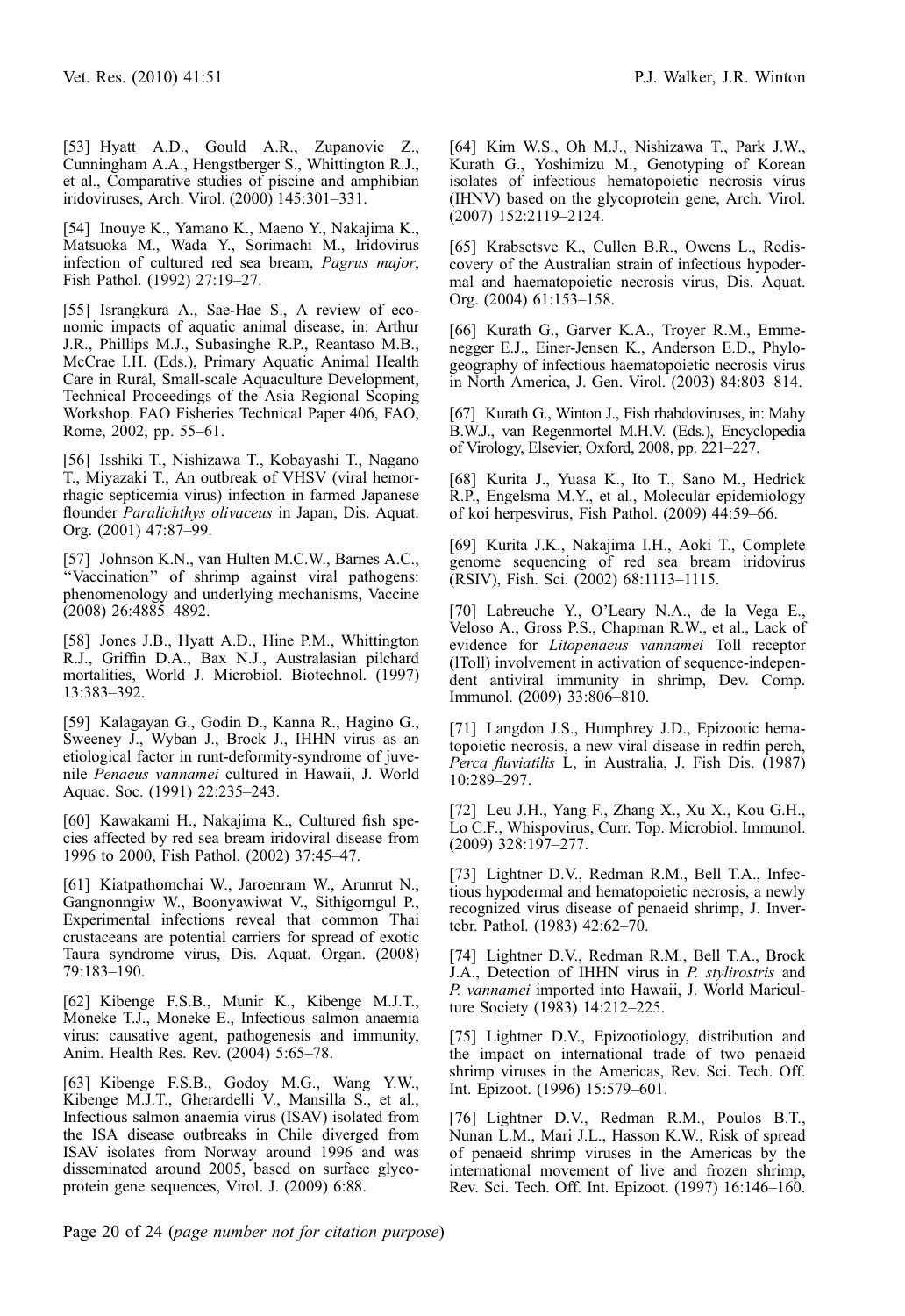[53] Hyatt A.D., Gould A.R., Zupanovic Z., Cunningham A.A., Hengstberger S., Whittington R.J., et al., Comparative studies of piscine and amphibian iridoviruses, Arch. Virol. (2000) 145:301–331.

[54] Inouye K., Yamano K., Maeno Y., Nakajima K., Matsuoka M., Wada Y., Sorimachi M., Iridovirus infection of cultured red sea bream, *Pagrus major*, Fish Pathol. (1992) 27:19–27.

[55] Israngkura A., Sae-Hae S., A review of economic impacts of aquatic animal disease, in: Arthur J.R., Phillips M.J., Subasinghe R.P., Reantaso M.B., McCrae I.H. (Eds.), Primary Aquatic Animal Health Care in Rural, Small-scale Aquaculture Development, Technical Proceedings of the Asia Regional Scoping Workshop. FAO Fisheries Technical Paper 406, FAO, Rome, 2002, pp. 55–61.

[56] Isshiki T., Nishizawa T., Kobayashi T., Nagano T., Miyazaki T., An outbreak of VHSV (viral hemorrhagic septicemia virus) infection in farmed Japanese flounder *Paralichthys olivaceus* in Japan, Dis. Aquat. Org. (2001) 47:87–99.

[57] Johnson K.N., van Hulten M.C.W., Barnes A.C., "Vaccination" of shrimp against viral pathogens: phenomenology and underlying mechanisms, Vaccine (2008) 26:4885–4892.

[58] Jones J.B., Hyatt A.D., Hine P.M., Whittington R.J., Griffin D.A., Bax N.J., Australasian pilchard mortalities, World J. Microbiol. Biotechnol. (1997) 13:383–392.

[59] Kalagayan G., Godin D., Kanna R., Hagino G., Sweeney J., Wyban J., Brock J., IHHN virus as an etiological factor in runt-deformity-syndrome of juvenile *Penaeus vannamei* cultured in Hawaii, J. World Aquac. Soc. (1991) 22:235–243.

[60] Kawakami H., Nakajima K., Cultured fish species affected by red sea bream iridoviral disease from 1996 to 2000, Fish Pathol. (2002) 37:45–47.

[61] Kiatpathomchai W., Jaroenram W., Arunrut N., Gangnonngiw W., Boonyawiwat V., Sithigorngul P., Experimental infections reveal that common Thai crustaceans are potential carriers for spread of exotic Taura syndrome virus, Dis. Aquat. Organ. (2008) 79:183–190.

[62] Kibenge F.S.B., Munir K., Kibenge M.J.T., Moneke T.J., Moneke E., Infectious salmon anaemia virus: causative agent, pathogenesis and immunity, Anim. Health Res. Rev. (2004) 5:65–78.

[63] Kibenge F.S.B., Godoy M.G., Wang Y.W., Kibenge M.J.T., Gherardelli V., Mansilla S., et al., Infectious salmon anaemia virus (ISAV) isolated from the ISA disease outbreaks in Chile diverged from ISAV isolates from Norway around 1996 and was disseminated around 2005, based on surface glycoprotein gene sequences, Virol. J. (2009) 6:88.

[64] Kim W.S., Oh M.J., Nishizawa T., Park J.W., Kurath G., Yoshimizu M., Genotyping of Korean isolates of infectious hematopoietic necrosis virus (IHNV) based on the glycoprotein gene, Arch. Virol. (2007) 152:2119–2124.

[65] Krabsetsve K., Cullen B.R., Owens L., Rediscovery of the Australian strain of infectious hypodermal and haematopoietic necrosis virus, Dis. Aquat. Org. (2004) 61:153–158.

[66] Kurath G., Garver K.A., Troyer R.M., Emmenegger E.J., Einer-Jensen K., Anderson E.D., Phylogeography of infectious haematopoietic necrosis virus in North America, J. Gen. Virol. (2003) 84:803–814.

[67] Kurath G., Winton J., Fish rhabdoviruses, in: Mahy B.W.J., van Regenmortel M.H.V. (Eds.), Encyclopedia of Virology, Elsevier, Oxford, 2008, pp. 221–227.

[68] Kurita J., Yuasa K., Ito T., Sano M., Hedrick R.P., Engelsma M.Y., et al., Molecular epidemiology of koi herpesvirus, Fish Pathol. (2009) 44:59–66.

[69] Kurita J.K., Nakajima I.H., Aoki T., Complete genome sequencing of red sea bream iridovirus (RSIV), Fish. Sci. (2002) 68:1113–1115.

[70] Labreuche Y., O'Leary N.A., de la Vega E., Veloso A., Gross P.S., Chapman R.W., et al., Lack of evidence for *Litopenaeus vannamei* Toll receptor (lToll) involvement in activation of sequence-independent antiviral immunity in shrimp, Dev. Comp. Immunol. (2009) 33:806–810.

[71] Langdon J.S., Humphrey J.D., Epizootic hematopoietic necrosis, a new viral disease in redfin perch, *Perca fluviatilis* L, in Australia, J. Fish Dis. (1987) 10:289–297.

[72] Leu J.H., Yang F., Zhang X., Xu X., Kou G.H., Lo C.F., Whispovirus, Curr. Top. Microbiol. Immunol. (2009) 328:197–277.

[73] Lightner D.V., Redman R.M., Bell T.A., Infectious hypodermal and hematopoietic necrosis, a newly recognized virus disease of penaeid shrimp, J. Invertebr. Pathol. (1983) 42:62–70.

[74] Lightner D.V., Redman R.M., Bell T.A., Brock J.A., Detection of IHHN virus in *P. stylirostris* and *P. vannamei* imported into Hawaii, J. World Mariculture Society (1983) 14:212–225.

[75] Lightner D.V., Epizootiology, distribution and the impact on international trade of two penaeid shrimp viruses in the Americas, Rev. Sci. Tech. Off. Int. Epizoot. (1996) 15:579–601.

[76] Lightner D.V., Redman R.M., Poulos B.T., Nunan L.M., Mari J.L., Hasson K.W., Risk of spread of penaeid shrimp viruses in the Americas by the international movement of live and frozen shrimp, Rev. Sci. Tech. Off. Int. Epizoot. (1997) 16:146–160.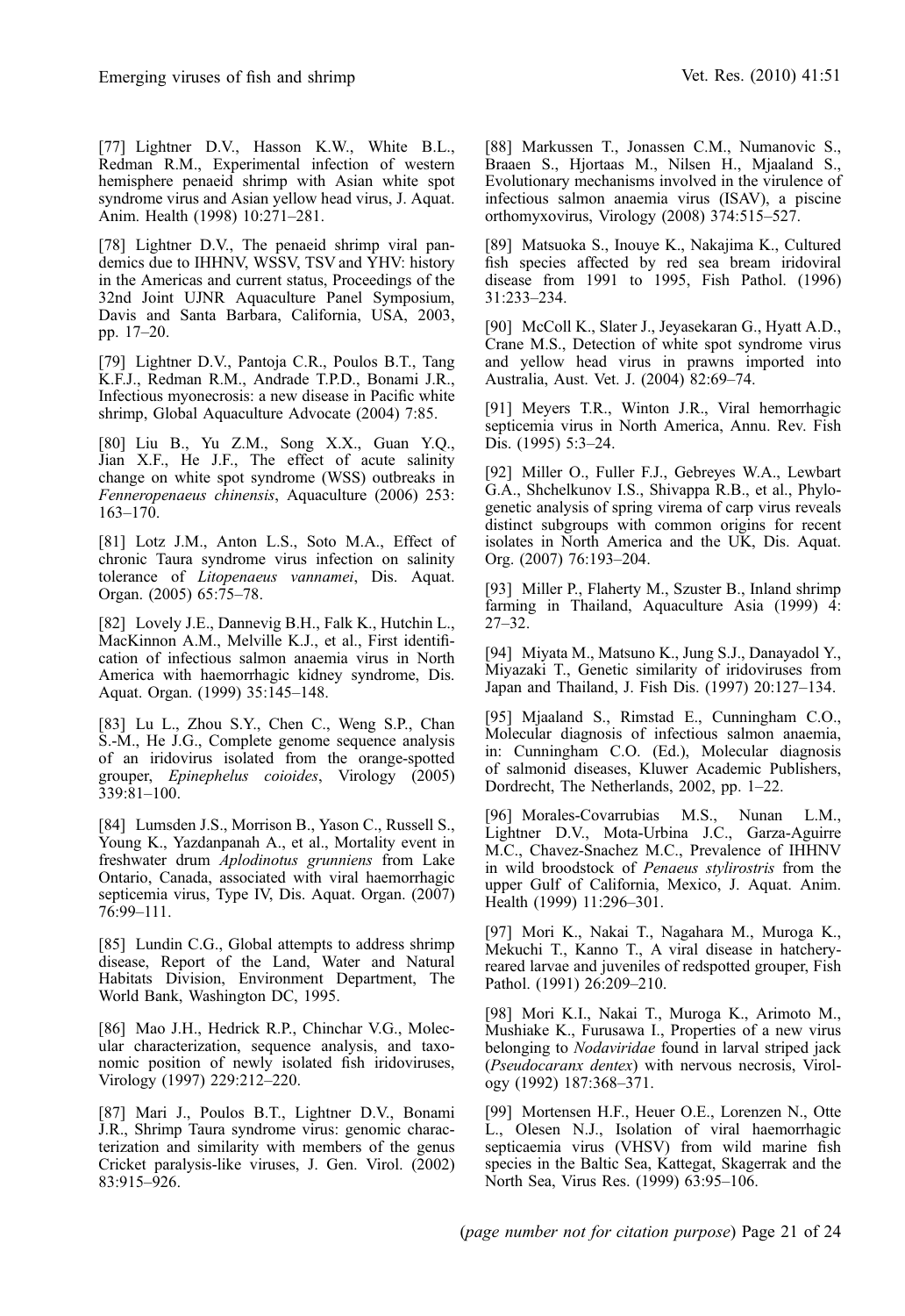[77] Lightner D.V., Hasson K.W., White B.L., Redman R.M., Experimental infection of western hemisphere penaeid shrimp with Asian white spot syndrome virus and Asian yellow head virus, J. Aquat. Anim. Health (1998) 10:271–281.

[78] Lightner D.V., The penaeid shrimp viral pandemics due to IHHNV, WSSV, TSV and YHV: history in the Americas and current status, Proceedings of the 32nd Joint UJNR Aquaculture Panel Symposium, Davis and Santa Barbara, California, USA, 2003, pp. 17–20.

[79] Lightner D.V., Pantoja C.R., Poulos B.T., Tang K.F.J., Redman R.M., Andrade T.P.D., Bonami J.R., Infectious myonecrosis: a new disease in Pacific white shrimp, Global Aquaculture Advocate (2004) 7:85.

[80] Liu B., Yu Z.M., Song X.X., Guan Y.Q., Jian X.F., He J.F., The effect of acute salinity change on white spot syndrome (WSS) outbreaks in *Fenneropenaeus chinensis*, Aquaculture (2006) 253: 163–170.

[81] Lotz J.M., Anton L.S., Soto M.A., Effect of chronic Taura syndrome virus infection on salinity tolerance of *Litopenaeus vannamei*, Dis. Aquat. Organ. (2005) 65:75–78.

[82] Lovely J.E., Dannevig B.H., Falk K., Hutchin L., MacKinnon A.M., Melville K.J., et al., First identification of infectious salmon anaemia virus in North America with haemorrhagic kidney syndrome, Dis. Aquat. Organ. (1999) 35:145–148.

[83] Lu L., Zhou S.Y., Chen C., Weng S.P., Chan S.-M., He J.G., Complete genome sequence analysis of an iridovirus isolated from the orange-spotted grouper, *Epinephelus coioides*, Virology (2005) 339:81–100.

[84] Lumsden J.S., Morrison B., Yason C., Russell S., Young K., Yazdanpanah A., et al., Mortality event in freshwater drum *Aplodinotus grunniens* from Lake Ontario, Canada, associated with viral haemorrhagic septicemia virus, Type IV, Dis. Aquat. Organ. (2007) 76:99–111.

[85] Lundin C.G., Global attempts to address shrimp disease, Report of the Land, Water and Natural Habitats Division, Environment Department, The World Bank, Washington DC, 1995.

[86] Mao J.H., Hedrick R.P., Chinchar V.G., Molecular characterization, sequence analysis, and taxonomic position of newly isolated fish iridoviruses, Virology (1997) 229:212–220.

[87] Mari J., Poulos B.T., Lightner D.V., Bonami J.R., Shrimp Taura syndrome virus: genomic characterization and similarity with members of the genus Cricket paralysis-like viruses, J. Gen. Virol. (2002) 83:915–926.

[88] Markussen T., Jonassen C.M., Numanovic S., Braaen S., Hjortaas M., Nilsen H., Mjaaland S., Evolutionary mechanisms involved in the virulence of infectious salmon anaemia virus (ISAV), a piscine orthomyxovirus, Virology (2008) 374:515–527.

[89] Matsuoka S., Inouye K., Nakajima K., Cultured fish species affected by red sea bream iridoviral disease from 1991 to 1995, Fish Pathol. (1996) 31:233–234.

[90] McColl K., Slater J., Jeyasekaran G., Hyatt A.D., Crane M.S., Detection of white spot syndrome virus and yellow head virus in prawns imported into Australia, Aust. Vet. J. (2004) 82:69–74.

[91] Meyers T.R., Winton J.R., Viral hemorrhagic septicemia virus in North America, Annu. Rev. Fish Dis. (1995) 5:3–24.

[92] Miller O., Fuller F.J., Gebreyes W.A., Lewbart G.A., Shchelkunov I.S., Shivappa R.B., et al., Phylogenetic analysis of spring virema of carp virus reveals distinct subgroups with common origins for recent isolates in North America and the UK, Dis. Aquat. Org. (2007) 76:193–204.

[93] Miller P., Flaherty M., Szuster B., Inland shrimp farming in Thailand, Aquaculture Asia (1999) 4: 27–32.

[94] Miyata M., Matsuno K., Jung S.J., Danayadol Y., Miyazaki T., Genetic similarity of iridoviruses from Japan and Thailand, J. Fish Dis. (1997) 20:127–134.

[95] Mjaaland S., Rimstad E., Cunningham C.O., Molecular diagnosis of infectious salmon anaemia, in: Cunningham C.O. (Ed.), Molecular diagnosis of salmonid diseases, Kluwer Academic Publishers, Dordrecht, The Netherlands, 2002, pp. 1–22.

[96] Morales-Covarrubias M.S., Nunan L.M., Lightner D.V., Mota-Urbina J.C., Garza-Aguirre M.C., Chavez-Snachez M.C., Prevalence of IHHNV in wild broodstock of *Penaeus stylirostris* from the upper Gulf of California, Mexico, J. Aquat. Anim. Health (1999) 11:296–301.

[97] Mori K., Nakai T., Nagahara M., Muroga K., Mekuchi T., Kanno T., A viral disease in hatchery-reared larvae and juveniles of redspotted grouper, Fish Pathol. (1991) 26:209–210.

[98] Mori K.I., Nakai T., Muroga K., Arimoto M., Mushiake K., Furusawa I., Properties of a new virus belonging to *Nodaviridae* found in larval striped jack (*Pseudocaranx dentex*) with nervous necrosis, Virology (1992) 187:368–371.

[99] Mortensen H.F., Heuer O.E., Lorenzen N., Otte L., Olesen N.J., Isolation of viral haemorrhagic septicaemia virus (VHSV) from wild marine fish species in the Baltic Sea, Kattegat, Skagerrak and the North Sea, Virus Res. (1999) 63:95–106.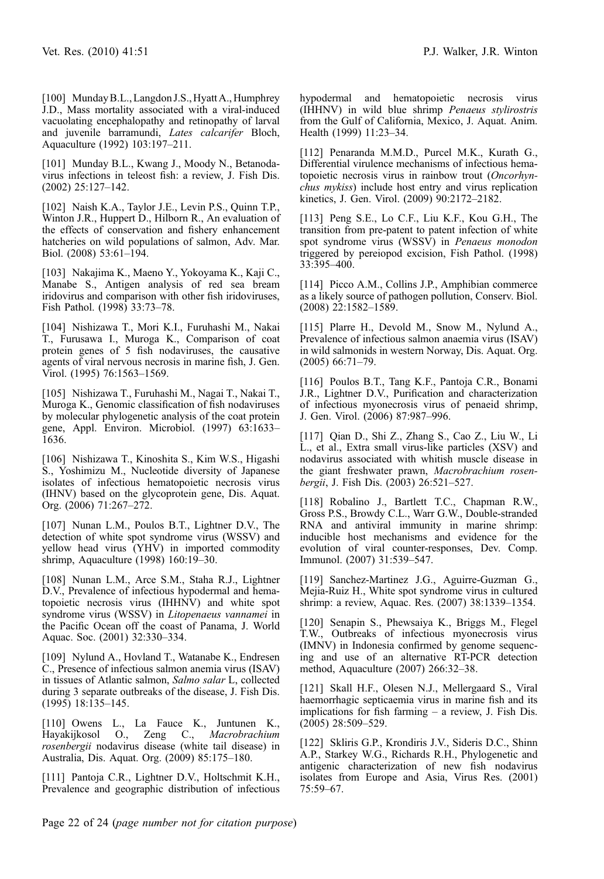[100] Munday B.L., Langdon J.S., Hyatt A., Humphrey J.D., Mass mortality associated with a viral-induced vacuolating encephalopathy and retinopathy of larval and juvenile barramundi, *Lates calcarifer* Bloch, Aquaculture (1992) 103:197–211.

[101] Munday B.L., Kwang J., Moody N., Betanodavirus infections in teleost fish: a review, J. Fish Dis. (2002) 25:127–142.

[102] Naish K.A., Taylor J.E., Levin P.S., Quinn T.P., Winton J.R., Huppert D., Hilborn R., An evaluation of the effects of conservation and fishery enhancement hatcheries on wild populations of salmon, Adv. Mar. Biol. (2008) 53:61–194.

[103] Nakajima K., Maeno Y., Yokoyama K., Kaji C., Manabe S., Antigen analysis of red sea bream iridovirus and comparison with other fish iridoviruses, Fish Pathol. (1998) 33:73–78.

[104] Nishizawa T., Mori K.I., Furuhashi M., Nakai T., Furusawa I., Muroga K., Comparison of coat protein genes of 5 fish nodaviruses, the causative agents of viral nervous necrosis in marine fish, J. Gen. Virol. (1995) 76:1563–1569.

[105] Nishizawa T., Furuhashi M., Nagai T., Nakai T., Muroga K., Genomic classification of fish nodaviruses by molecular phylogenetic analysis of the coat protein gene, Appl. Environ. Microbiol. (1997) 63:1633–1636.

[106] Nishizawa T., Kinoshita S., Kim W.S., Higashi S., Yoshimizu M., Nucleotide diversity of Japanese isolates of infectious hematopoietic necrosis virus (IHNV) based on the glycoprotein gene, Dis. Aquat. Org. (2006) 71:267–272.

[107] Nunan L.M., Poulos B.T., Lightner D.V., The detection of white spot syndrome virus (WSSV) and yellow head virus (YHV) in imported commodity shrimp, Aquaculture (1998) 160:19–30.

[108] Nunan L.M., Arce S.M., Staha R.J., Lightner D.V., Prevalence of infectious hypodermal and hematopoietic necrosis virus (IHHNV) and white spot syndrome virus (WSSV) in *Litopenaeus vannamei* in the Pacific Ocean off the coast of Panama, J. World Aquac. Soc. (2001) 32:330–334.

[109] Nylund A., Hovland T., Watanabe K., Endresen C., Presence of infectious salmon anemia virus (ISAV) in tissues of Atlantic salmon, *Salmo salar* L, collected during 3 separate outbreaks of the disease, J. Fish Dis. (1995) 18:135–145.

[110] Owens L., La Fauce K., Juntunen K., Hayakijkosol O., Zeng C., *Macrobrachium rosenbergii* nodavirus disease (white tail disease) in Australia, Dis. Aquat. Org. (2009) 85:175–180.

[111] Pantoja C.R., Lightner D.V., Holtschmit K.H., Prevalence and geographic distribution of infectious hypodermal and hematopoietic necrosis virus (IHHNV) in wild blue shrimp *Penaeus stylirostris* from the Gulf of California, Mexico, J. Aquat. Anim. Health (1999) 11:23–34.

[112] Penaranda M.M.D., Purcel M.K., Kurath G., Differential virulence mechanisms of infectious hematopoietic necrosis virus in rainbow trout (*Oncorhynchus mykiss*) include host entry and virus replication kinetics, J. Gen. Virol. (2009) 90:2172–2182.

[113] Peng S.E., Lo C.F., Liu K.F., Kou G.H., The transition from pre-patent to patent infection of white spot syndrome virus (WSSV) in *Penaeus monodon* triggered by pereiopod excision, Fish Pathol. (1998) 33:395–400.

[114] Picco A.M., Collins J.P., Amphibian commerce as a likely source of pathogen pollution, Conserv. Biol. (2008) 22:1582–1589.

[115] Plarre H., Devold M., Snow M., Nylund A., Prevalence of infectious salmon anaemia virus (ISAV) in wild salmonids in western Norway, Dis. Aquat. Org. (2005) 66:71–79.

[116] Poulos B.T., Tang K.F., Pantoja C.R., Bonami J.R., Lightner D.V., Purification and characterization of infectious myonecrosis virus of penaeid shrimp, J. Gen. Virol. (2006) 87:987–996.

[117] Qian D., Shi Z., Zhang S., Cao Z., Liu W., Li L., et al., Extra small virus-like particles (XSV) and nodavirus associated with whitish muscle disease in the giant freshwater prawn, *Macrobrachium rosenbergii*, J. Fish Dis. (2003) 26:521–527.

[118] Robalino J., Bartlett T.C., Chapman R.W., Gross P.S., Browdy C.L., Warr G.W., Double-stranded RNA and antiviral immunity in marine shrimp: inducible host mechanisms and evidence for the evolution of viral counter-responses, Dev. Comp. Immunol. (2007) 31:539–547.

[119] Sanchez-Martinez J.G., Aguirre-Guzman G., Mejia-Ruiz H., White spot syndrome virus in cultured shrimp: a review, Aquac. Res. (2007) 38:1339–1354.

[120] Senapin S., Phewsaiya K., Briggs M., Flegel T.W., Outbreaks of infectious myonecrosis virus (IMNV) in Indonesia confirmed by genome sequencing and use of an alternative RT-PCR detection method, Aquaculture (2007) 266:32–38.

[121] Skall H.F., Olesen N.J., Mellergaard S., Viral haemorrhagic septicaemia virus in marine fish and its implications for fish farming – a review, J. Fish Dis. (2005) 28:509–529.

[122] Skliris G.P., Krondiris J.V., Sideris D.C., Shinn A.P., Starkey W.G., Richards R.H., Phylogenetic and antigenic characterization of new fish nodavirus isolates from Europe and Asia, Virus Res. (2001) 75:59–67.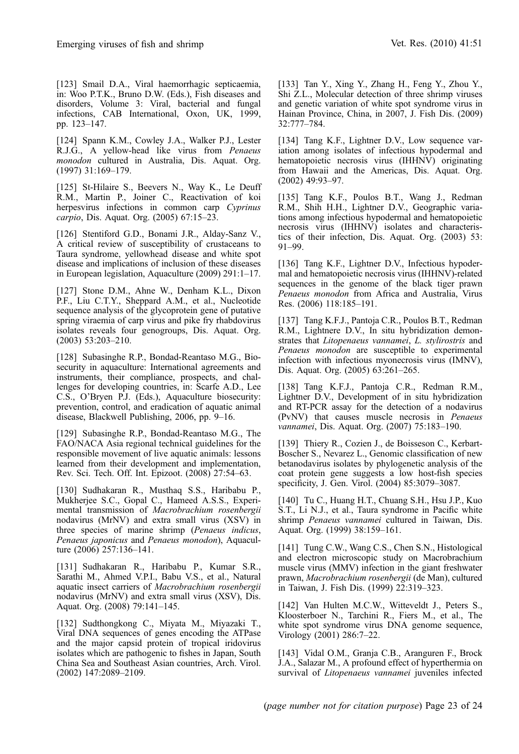[123] Smail D.A., Viral haemorrhagic septicaemia, in: Woo P.T.K., Bruno D.W. (Eds.), Fish diseases and disorders, Volume 3: Viral, bacterial and fungal infections, CAB International, Oxon, UK, 1999, pp. 123–147.

[124] Spann K.M., Cowley J.A., Walker P.J., Lester R.J.G., A yellow-head like virus from *Penaeus monodon* cultured in Australia, Dis. Aquat. Org. (1997) 31:169–179.

[125] St-Hilaire S., Beevers N., Way K., Le Deuff R.M., Martin P., Joiner C., Reactivation of koi herpesvirus infections in common carp *Cyprinus carpio*, Dis. Aquat. Org. (2005) 67:15–23.

[126] Stentiford G.D., Bonami J.R., Alday-Sanz V., A critical review of susceptibility of crustaceans to Taura syndrome, yellowhead disease and white spot disease and implications of inclusion of these diseases in European legislation, Aquaculture (2009) 291:1–17.

[127] Stone D.M., Ahne W., Denham K.L., Dixon P.F., Liu C.T.Y., Sheppard A.M., et al., Nucleotide sequence analysis of the glycoprotein gene of putative spring viraemia of carp virus and pike fry rhabdovirus isolates reveals four genogroups, Dis. Aquat. Org. (2003) 53:203–210.

[128] Subasinghe R.P., Bondad-Reantaso M.G., Biosecurity in aquaculture: International agreements and instruments, their compliance, prospects, and challenges for developing countries, in: Scarfe A.D., Lee C.S., O'Bryen P.J. (Eds.), Aquaculture biosecurity: prevention, control, and eradication of aquatic animal disease, Blackwell Publishing, 2006, pp. 9–16.

[129] Subasinghe R.P., Bondad-Reantaso M.G., The FAO/NACA Asia regional technical guidelines for the responsible movement of live aquatic animals: lessons learned from their development and implementation, Rev. Sci. Tech. Off. Int. Epizoot. (2008) 27:54–63.

[130] Sudhakaran R., Musthaq S.S., Haribabu P., Mukherjee S.C., Gopal C., Hameed A.S.S., Experimental transmission of *Macrobrachium rosenbergii* nodavirus (MrNV) and extra small virus (XSV) in three species of marine shrimp (*Penaeus indicus*, *Penaeus japonicus* and *Penaeus monodon*), Aquaculture (2006) 257:136–141.

[131] Sudhakaran R., Haribabu P., Kumar S.R., Sarathi M., Ahmed V.P.I., Babu V.S., et al., Natural aquatic insect carriers of *Macrobrachium rosenbergii* nodavirus (MrNV) and extra small virus (XSV), Dis. Aquat. Org. (2008) 79:141–145.

[132] Sudthongkong C., Miyata M., Miyazaki T., Viral DNA sequences of genes encoding the ATPase and the major capsid protein of tropical iridovirus isolates which are pathogenic to fishes in Japan, South China Sea and Southeast Asian countries, Arch. Virol. (2002) 147:2089–2109.

[133] Tan Y., Xing Y., Zhang H., Feng Y., Zhou Y., Shi Z.L., Molecular detection of three shrimp viruses and genetic variation of white spot syndrome virus in Hainan Province, China, in 2007, J. Fish Dis. (2009) 32:777–784.

[134] Tang K.F., Lightner D.V., Low sequence variation among isolates of infectious hypodermal and hematopoietic necrosis virus (IHHNV) originating from Hawaii and the Americas, Dis. Aquat. Org. (2002) 49:93–97.

[135] Tang K.F., Poulos B.T., Wang J., Redman R.M., Shih H.H., Lightner D.V., Geographic variations among infectious hypodermal and hematopoietic necrosis virus (IHHNV) isolates and characteristics of their infection, Dis. Aquat. Org. (2003) 53: 91–99.

[136] Tang K.F., Lightner D.V., Infectious hypodermal and hematopoietic necrosis virus (IHHNV)-related sequences in the genome of the black tiger prawn *Penaeus monodon* from Africa and Australia, Virus Res. (2006) 118:185–191.

[137] Tang K.F.J., Pantoja C.R., Poulos B.T., Redman R.M., Lightnere D.V., In situ hybridization demonstrates that *Litopenaeus vannamei*, *L. stylirostris* and *Penaeus monodon* are susceptible to experimental infection with infectious myonecrosis virus (IMNV), Dis. Aquat. Org. (2005) 63:261–265.

[138] Tang K.F.J., Pantoja C.R., Redman R.M., Lightner D.V., Development of in situ hybridization and RT-PCR assay for the detection of a nodavirus (PvNV) that causes muscle necrosis in *Penaeus vannamei*, Dis. Aquat. Org. (2007) 75:183–190.

[139] Thiery R., Cozien J., de Boisseson C., Kerbart-Boscher S., Nevarez L., Genomic classification of new betanodavirus isolates by phylogenetic analysis of the coat protein gene suggests a low host-fish species specificity, J. Gen. Virol. (2004) 85:3079–3087.

[140] Tu C., Huang H.T., Chuang S.H., Hsu J.P., Kuo S.T., Li N.J., et al., Taura syndrome in Pacific white shrimp *Penaeus vannamei* cultured in Taiwan, Dis. Aquat. Org. (1999) 38:159–161.

[141] Tung C.W., Wang C.S., Chen S.N., Histological and electron microscopic study on Macrobrachium muscle virus (MMV) infection in the giant freshwater prawn, *Macrobrachium rosenbergii* (de Man), cultured in Taiwan, J. Fish Dis. (1999) 22:319–323.

[142] Van Hulten M.C.W., Witteveldt J., Peters S., Kloosterboer N., Tarchini R., Fiers M., et al., The white spot syndrome virus DNA genome sequence, Virology (2001) 286:7–22.

[143] Vidal O.M., Granja C.B., Aranguren F., Brock J.A., Salazar M., A profound effect of hyperthermia on survival of *Litopenaeus vannamei* juveniles infected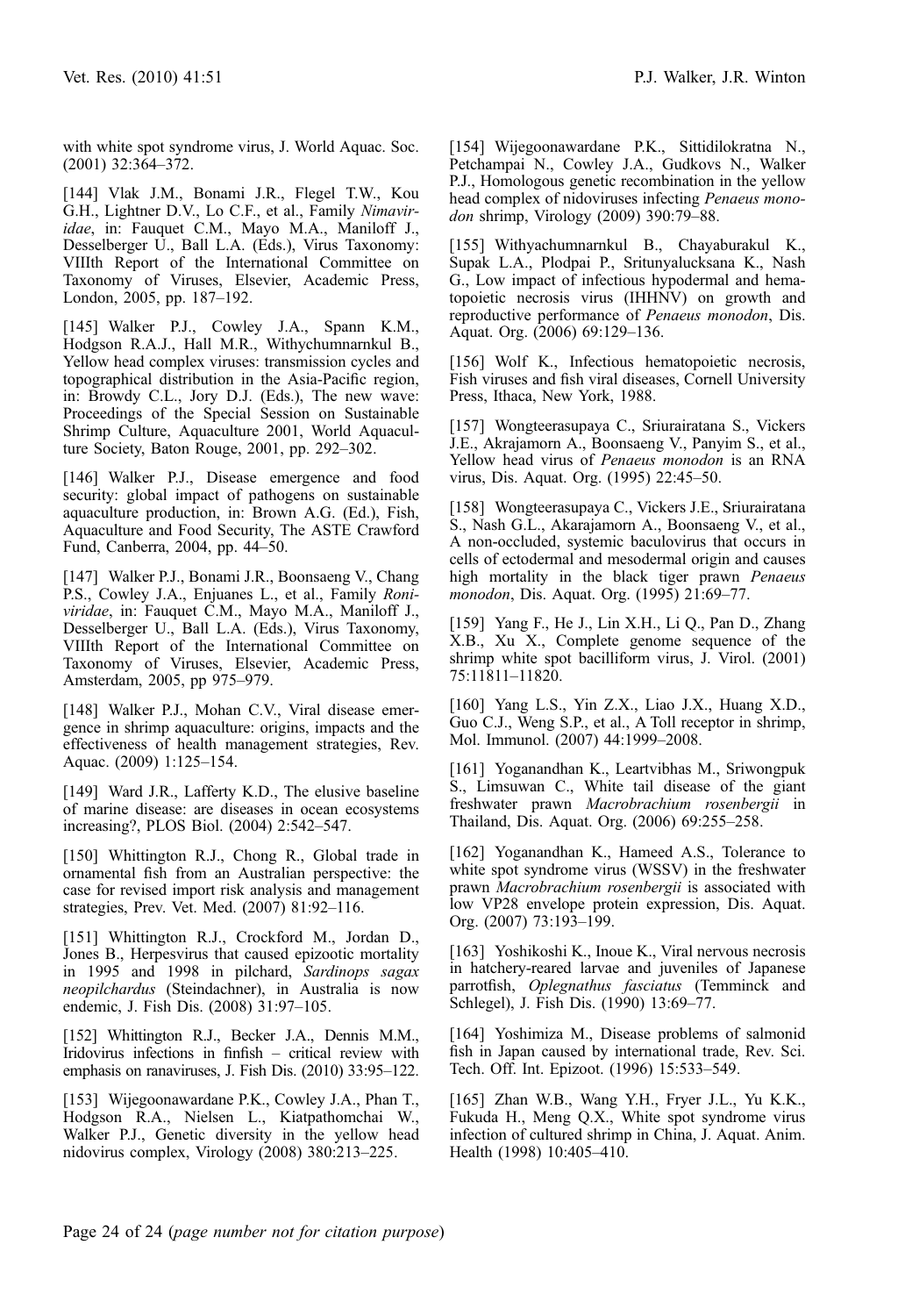with white spot syndrome virus, J. World Aquac. Soc. (2001) 32:364–372.

[144] Vlak J.M., Bonami J.R., Flegel T.W., Kou G.H., Lightner D.V., Lo C.F., et al., Family *Nimaviridae*, in: Fauquet C.M., Mayo M.A., Maniloff J., Desselberger U., Ball L.A. (Eds.), Virus Taxonomy: VIIIth Report of the International Committee on Taxonomy of Viruses, Elsevier, Academic Press, London, 2005, pp. 187–192.

[145] Walker P.J., Cowley J.A., Spann K.M., Hodgson R.A.J., Hall M.R., Withychumnarnkul B., Yellow head complex viruses: transmission cycles and topographical distribution in the Asia-Pacific region, in: Browdy C.L., Jory D.J. (Eds.), The new wave: Proceedings of the Special Session on Sustainable Shrimp Culture, Aquaculture 2001, World Aquaculture Society, Baton Rouge, 2001, pp. 292–302.

[146] Walker P.J., Disease emergence and food security: global impact of pathogens on sustainable aquaculture production, in: Brown A.G. (Ed.), Fish, Aquaculture and Food Security, The ASTE Crawford Fund, Canberra, 2004, pp. 44–50.

[147] Walker P.J., Bonami J.R., Boonsaeng V., Chang P.S., Cowley J.A., Enjuanes L., et al., Family *Roniviridae*, in: Fauquet C.M., Mayo M.A., Maniloff J., Desselberger U., Ball L.A. (Eds.), Virus Taxonomy, VIIIth Report of the International Committee on Taxonomy of Viruses, Elsevier, Academic Press, Amsterdam, 2005, pp 975–979.

[148] Walker P.J., Mohan C.V., Viral disease emergence in shrimp aquaculture: origins, impacts and the effectiveness of health management strategies, Rev. Aquac. (2009) 1:125–154.

[149] Ward J.R., Lafferty K.D., The elusive baseline of marine disease: are diseases in ocean ecosystems increasing?, PLOS Biol. (2004) 2:542–547.

[150] Whittington R.J., Chong R., Global trade in ornamental fish from an Australian perspective: the case for revised import risk analysis and management strategies, Prev. Vet. Med. (2007) 81:92–116.

[151] Whittington R.J., Crockford M., Jordan D., Jones B., Herpesvirus that caused epizootic mortality in 1995 and 1998 in pilchard, *Sardinops sagax neopilchardus* (Steindachner), in Australia is now endemic, J. Fish Dis. (2008) 31:97–105.

[152] Whittington R.J., Becker J.A., Dennis M.M., Iridovirus infections in finfish – critical review with emphasis on ranaviruses, J. Fish Dis. (2010) 33:95–122.

[153] Wijegoonawardane P.K., Cowley J.A., Phan T., Hodgson R.A., Nielsen L., Kiatpathomchai W., Walker P.J., Genetic diversity in the yellow head nidovirus complex, Virology (2008) 380:213–225.

[154] Wijegoonawardane P.K., Sittidilokratna N., Petchampai N., Cowley J.A., Gudkovs N., Walker P.J., Homologous genetic recombination in the yellow head complex of nidoviruses infecting *Penaeus monodon* shrimp, Virology (2009) 390:79–88.

[155] Withyachumnarnkul B., Chayaburakul K., Supak L.A., Plodpai P., Sritunyalucksana K., Nash G., Low impact of infectious hypodermal and hematopoietic necrosis virus (IHHNV) on growth and reproductive performance of *Penaeus monodon*, Dis. Aquat. Org. (2006) 69:129–136.

[156] Wolf K., Infectious hematopoietic necrosis, Fish viruses and fish viral diseases, Cornell University Press, Ithaca, New York, 1988.

[157] Wongteerasupaya C., Sriurairatana S., Vickers J.E., Akrajamorn A., Boonsaeng V., Panyim S., et al., Yellow head virus of *Penaeus monodon* is an RNA virus, Dis. Aquat. Org. (1995) 22:45–50.

[158] Wongteerasupaya C., Vickers J.E., Sriurairatana S., Nash G.L., Akarajamorn A., Boonsaeng V., et al., A non-occluded, systemic baculovirus that occurs in cells of ectodermal and mesodermal origin and causes high mortality in the black tiger prawn *Penaeus monodon*, Dis. Aquat. Org. (1995) 21:69–77.

[159] Yang F., He J., Lin X.H., Li Q., Pan D., Zhang X.B., Xu X., Complete genome sequence of the shrimp white spot bacilliform virus, J. Virol. (2001) 75:11811–11820.

[160] Yang L.S., Yin Z.X., Liao J.X., Huang X.D., Guo C.J., Weng S.P., et al., A Toll receptor in shrimp, Mol. Immunol. (2007) 44:1999–2008.

[161] Yoganandhan K., Leartvibhas M., Sriwongpuk S., Limsuwan C., White tail disease of the giant freshwater prawn *Macrobrachium rosenbergii* in Thailand, Dis. Aquat. Org. (2006) 69:255–258.

[162] Yoganandhan K., Hameed A.S., Tolerance to white spot syndrome virus (WSSV) in the freshwater prawn *Macrobrachium rosenbergii* is associated with low VP28 envelope protein expression, Dis. Aquat. Org. (2007) 73:193–199.

[163] Yoshikoshi K., Inoue K., Viral nervous necrosis in hatchery-reared larvae and juveniles of Japanese parrotfish, *Oplegnathus fasciatus* (Temminck and Schlegel), J. Fish Dis. (1990) 13:69–77.

[164] Yoshimiza M., Disease problems of salmonid fish in Japan caused by international trade, Rev. Sci. Tech. Off. Int. Epizoot. (1996) 15:533–549.

[165] Zhan W.B., Wang Y.H., Fryer J.L., Yu K.K., Fukuda H., Meng Q.X., White spot syndrome virus infection of cultured shrimp in China, J. Aquat. Anim. Health (1998) 10:405–410.